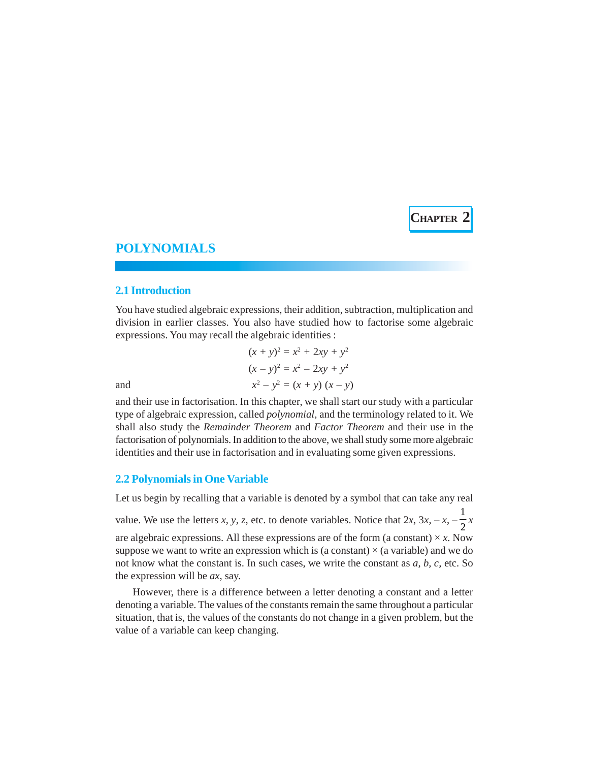CHAPTER 2

# POLYNOMIALS

## 2.1 Introduction

You have studied algebraic expressions, their addition, subtraction, multiplication and division in earlier classes. You also have studied how to factorise some algebraic expressions. You may recall the algebraic identities :

$$(x + y)^2 = x^2 + 2xy + y^2$$

$$(x - y)^2 = x^2 - 2xy + y^2$$

and

$$x^2 - y^2 = (x + y)(x - y)$$

and their use in factorisation. In this chapter, we shall start our study with a particular type of algebraic expression, called *polynomial*, and the terminology related to it. We shall also study the *Remainder Theorem* and *Factor Theorem* and their use in the factorisation of polynomials. In addition to the above, we shall study some more algebraic identities and their use in factorisation and in evaluating some given expressions.

## 2.2 Polynomials in One Variable

Let us begin by recalling that a variable is denoted by a symbol that can take any real value. We use the letters $x$, $y$, $z$, etc. to denote variables. Notice that $2x$, $3x$, $-x$, $-\frac{1}{2}x$ are algebraic expressions. All these expressions are of the form (a constant) $\times$ $x$. Now suppose we want to write an expression which is (a constant) $\times$ (a variable) and we do not know what the constant is. In such cases, we write the constant as $a$, $b$, $c$, etc. So the expression will be $ax$, say.

However, there is a difference between a letter denoting a constant and a letter denoting a variable. The values of the constants remain the same throughout a particular situation, that is, the values of the constants do not change in a given problem, but the value of a variable can keep changing.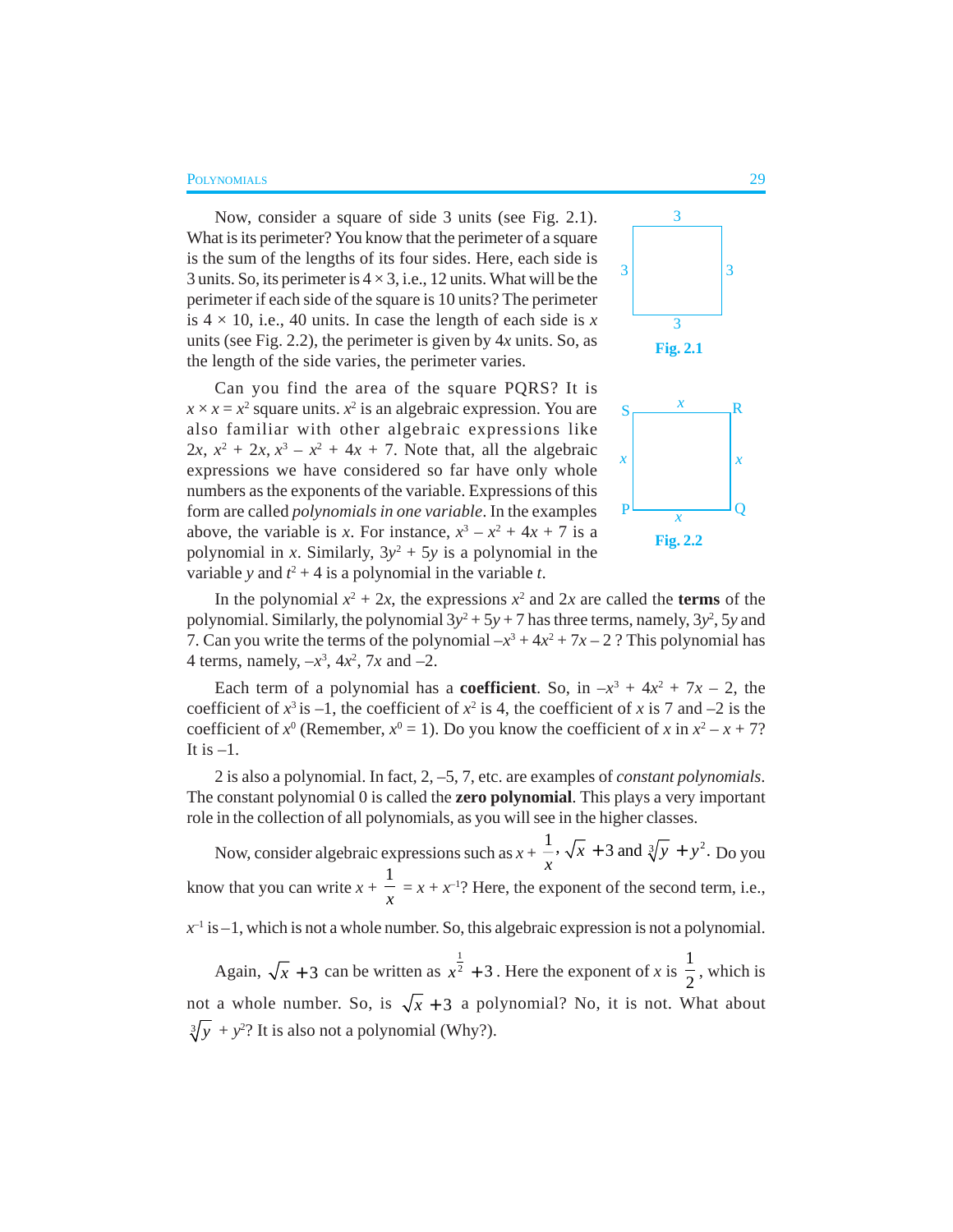Now, consider a square of side 3 units (see Fig. 2.1). What is its perimeter? You know that the perimeter of a square is the sum of the lengths of its four sides. Here, each side is 3 units. So, its perimeter is $4 \times 3$, i.e., 12 units. What will be the perimeter if each side of the square is 10 units? The perimeter is $4 \times 10$, i.e., 40 units. In case the length of each side is $x$ units (see Fig. 2.2), the perimeter is given by $4x$ units. So, as the length of the side varies, the perimeter varies.

3

3 3

3

**Fig. 2.1**

Can you find the area of the square PQRS? It is $x \times x = x^2$ square units. $x^2$ is an algebraic expression. You are also familiar with other algebraic expressions like $2x$, $x^2 + 2x$, $x^3 - x^2 + 4x + 7$. Note that, all the algebraic expressions we have considered so far have only whole numbers as the exponents of the variable. Expressions of this form are called *polynomials in one variable*. In the examples above, the variable is $x$. For instance, $x^3 - x^2 + 4x + 7$ is a polynomial in $x$. Similarly, $3y^2 + 5y$ is a polynomial in the variable $y$ and $t^2 + 4$ is a polynomial in the variable $t$.

S $x$ R

$x$ $x$

P $x$ Q

**Fig. 2.2**

In the polynomial $x^2 + 2x$, the expressions $x^2$ and $2x$ are called the **terms** of the polynomial. Similarly, the polynomial $3y^2 + 5y + 7$ has three terms, namely, $3y^2$, $5y$ and 7. Can you write the terms of the polynomial $-x^3 + 4x^2 + 7x - 2$ ? This polynomial has 4 terms, namely, $-x^3$, $4x^2$, $7x$ and $-2$.

Each term of a polynomial has a **coefficient**. So, in $-x^3 + 4x^2 + 7x - 2$, the coefficient of $x^3$ is $-1$, the coefficient of $x^2$ is 4, the coefficient of $x$ is 7 and $-2$ is the coefficient of $x^0$ (Remember, $x^0 = 1$). Do you know the coefficient of $x$ in $x^2 - x + 7$? It is $-1$.

2 is also a polynomial. In fact, 2, $-5$, 7, etc. are examples of *constant polynomials*. The constant polynomial 0 is called the **zero polynomial**. This plays a very important role in the collection of all polynomials, as you will see in the higher classes.

Now, consider algebraic expressions such as $x + \frac{1}{x}$, $\sqrt{x} + 3$ and $\sqrt[3]{y} + y^2$. Do you know that you can write $x + \frac{1}{x} = x + x^{-1}$? Here, the exponent of the second term, i.e., $x^{-1}$ is $-1$, which is not a whole number. So, this algebraic expression is not a polynomial.

Again, $\sqrt{x} + 3$ can be written as $x^{\frac{1}{2}} + 3$. Here the exponent of $x$ is $\frac{1}{2}$, which is not a whole number. So, is $\sqrt{x} + 3$ a polynomial? No, it is not. What about $\sqrt[3]{y} + y^2$? It is also not a polynomial (Why?).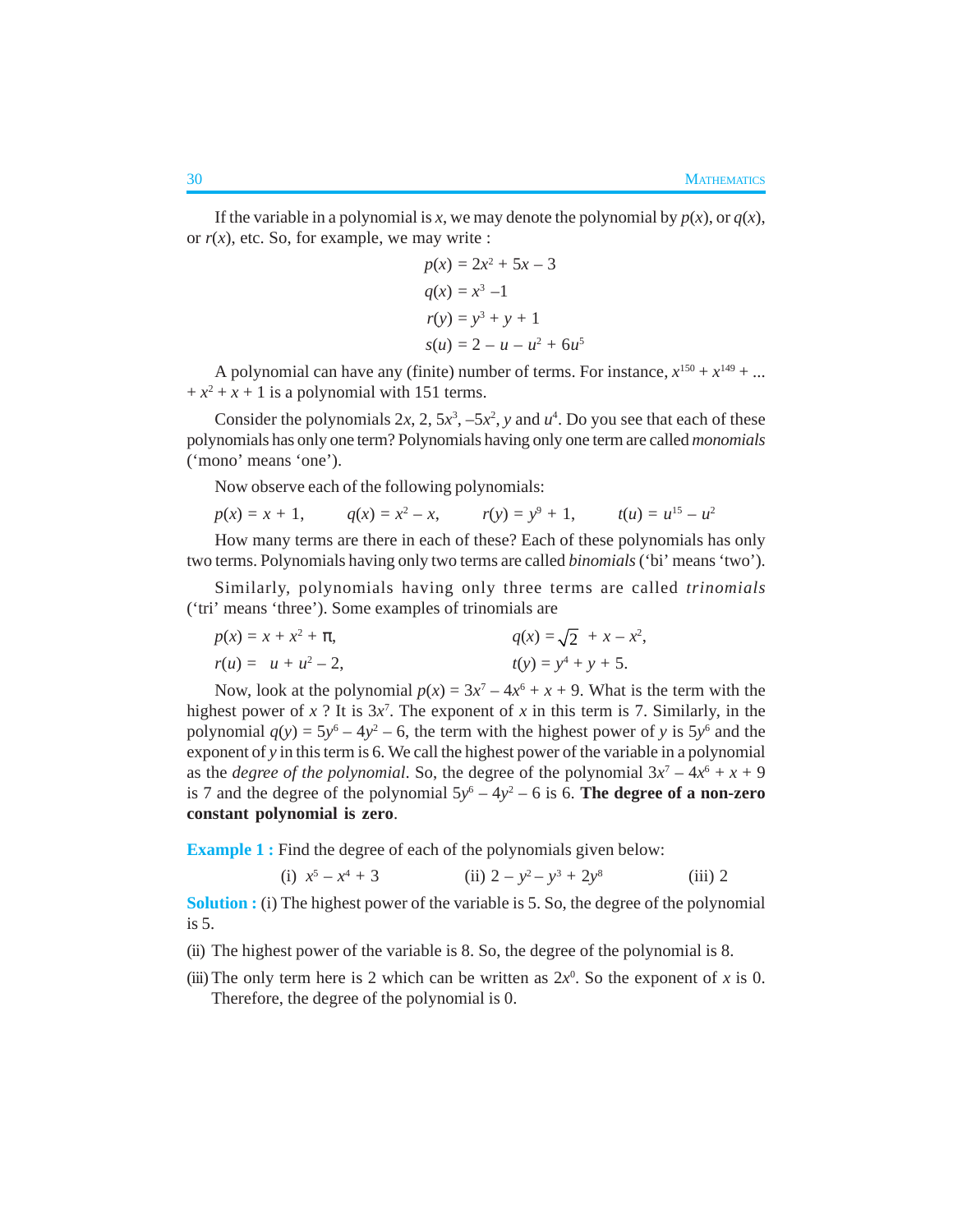If the variable in a polynomial is $x$, we may denote the polynomial by $p(x)$, or $q(x)$, or $r(x)$, etc. So, for example, we may write :

$$p(x) = 2x^2 + 5x - 3$$
$$q(x) = x^3 - 1$$
$$r(y) = y^3 + y + 1$$
$$s(u) = 2 - u - u^2 + 6u^5$$

A polynomial can have any (finite) number of terms. For instance, $x^{150} + x^{149} + ... + x^2 + x + 1$ is a polynomial with 151 terms.

Consider the polynomials $2x$, 2, $5x^3$, $-5x^2$, $y$ and $u^4$. Do you see that each of these polynomials has only one term? Polynomials having only one term are called *monomials* ('mono' means 'one').

Now observe each of the following polynomials:

$p(x) = x + 1$, $\quad q(x) = x^2 - x$, $\quad r(y) = y^9 + 1$, $\quad t(u) = u^{15} - u^2$

How many terms are there in each of these? Each of these polynomials has only two terms. Polynomials having only two terms are called *binomials* ('bi' means 'two').

Similarly, polynomials having only three terms are called *trinomials* ('tri' means 'three'). Some examples of trinomials are

$p(x) = x + x^2 + \pi$, $\quad q(x) = \sqrt{2} + x - x^2$,

$r(u) = u + u^2 - 2$, $\quad t(y) = y^4 + y + 5$.

Now, look at the polynomial $p(x) = 3x^7 - 4x^6 + x + 9$. What is the term with the highest power of $x$ ? It is $3x^7$. The exponent of $x$ in this term is 7. Similarly, in the polynomial $q(y) = 5y^6 - 4y^2 - 6$, the term with the highest power of $y$ is $5y^6$ and the exponent of $y$ in this term is 6. We call the highest power of the variable in a polynomial as the *degree of the polynomial*. So, the degree of the polynomial $3x^7 - 4x^6 + x + 9$ is 7 and the degree of the polynomial $5y^6 - 4y^2 - 6$ is 6. **The degree of a non-zero constant polynomial is zero**.

**Example 1 :** Find the degree of each of the polynomials given below:

(i) $x^5 - x^4 + 3$ $\quad$ (ii) $2 - y^2 - y^3 + 2y^8$ $\quad$ (iii) 2

**Solution :** (i) The highest power of the variable is 5. So, the degree of the polynomial is 5.

(ii) The highest power of the variable is 8. So, the degree of the polynomial is 8.

(iii) The only term here is 2 which can be written as $2x^0$. So the exponent of $x$ is 0. Therefore, the degree of the polynomial is 0.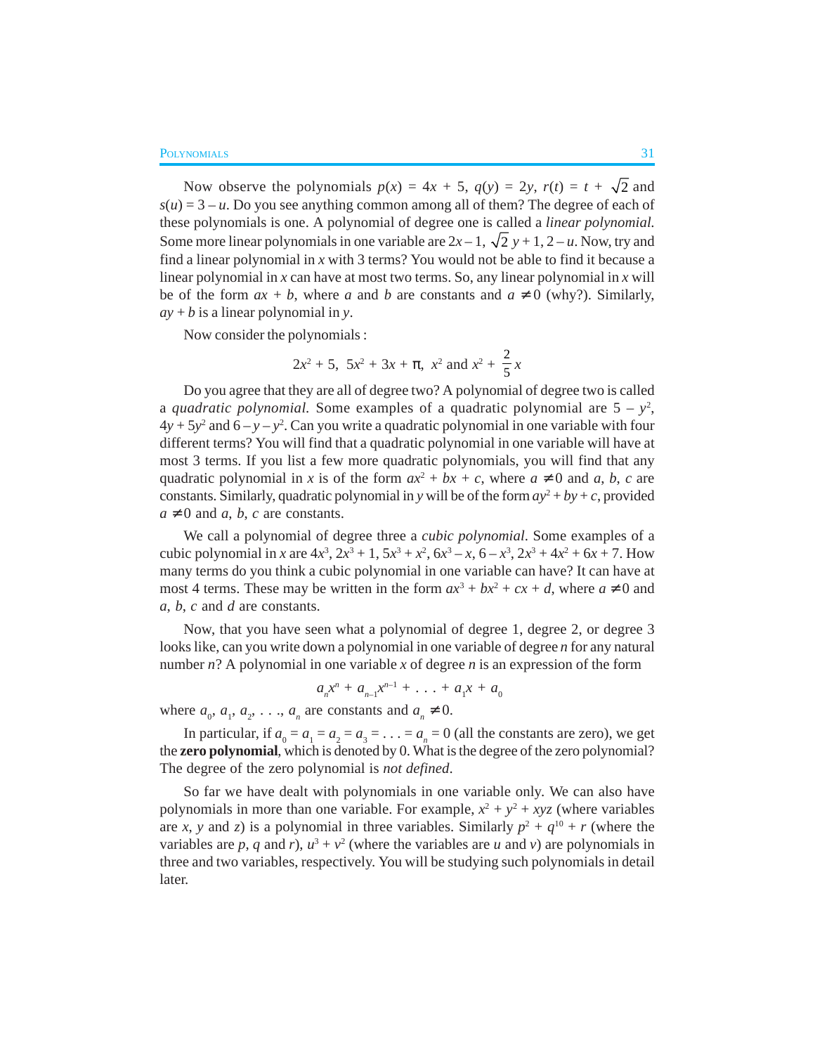Now observe the polynomials $p(x) = 4x + 5$, $q(y) = 2y$, $r(t) = t + \sqrt{2}$ and $s(u) = 3 - u$. Do you see anything common among all of them? The degree of each of these polynomials is one. A polynomial of degree one is called a *linear polynomial.* Some more linear polynomials in one variable are $2x - 1$, $\sqrt{2}\,y + 1$, $2 - u$. Now, try and find a linear polynomial in $x$ with 3 terms? You would not be able to find it because a linear polynomial in $x$ can have at most two terms. So, any linear polynomial in $x$ will be of the form $ax + b$, where $a$ and $b$ are constants and $a \neq 0$ (why?). Similarly, $ay + b$ is a linear polynomial in $y$.

Now consider the polynomials :

$$2x^2 + 5,\ 5x^2 + 3x + \pi,\ x^2 \text{ and } x^2 + \frac{2}{5}x$$

Do you agree that they are all of degree two? A polynomial of degree two is called a *quadratic polynomial.* Some examples of a quadratic polynomial are $5 - y^2$, $4y + 5y^2$ and $6 - y - y^2$. Can you write a quadratic polynomial in one variable with four different terms? You will find that a quadratic polynomial in one variable will have at most 3 terms. If you list a few more quadratic polynomials, you will find that any quadratic polynomial in $x$ is of the form $ax^2 + bx + c$, where $a \neq 0$ and $a$, $b$, $c$ are constants. Similarly, quadratic polynomial in $y$ will be of the form $ay^2 + by + c$, provided $a \neq 0$ and $a$, $b$, $c$ are constants.

We call a polynomial of degree three a *cubic polynomial*. Some examples of a cubic polynomial in $x$ are $4x^3$, $2x^3 + 1$, $5x^3 + x^2$, $6x^3 - x$, $6 - x^3$, $2x^3 + 4x^2 + 6x + 7$. How many terms do you think a cubic polynomial in one variable can have? It can have at most 4 terms. These may be written in the form $ax^3 + bx^2 + cx + d$, where $a \neq 0$ and $a$, $b$, $c$ and $d$ are constants.

Now, that you have seen what a polynomial of degree 1, degree 2, or degree 3 looks like, can you write down a polynomial in one variable of degree $n$ for any natural number $n$? A polynomial in one variable $x$ of degree $n$ is an expression of the form

$$a_n x^n + a_{n-1}x^{n-1} + \ldots + a_1 x + a_0$$

where $a_0, a_1, a_2, \ldots, a_n$ are constants and $a_n \neq 0$.

In particular, if $a_0 = a_1 = a_2 = a_3 = \ldots = a_n = 0$ (all the constants are zero), we get the **zero polynomial**, which is denoted by 0. What is the degree of the zero polynomial? The degree of the zero polynomial is *not defined*.

So far we have dealt with polynomials in one variable only. We can also have polynomials in more than one variable. For example, $x^2 + y^2 + xyz$ (where variables are $x$, $y$ and $z$) is a polynomial in three variables. Similarly $p^2 + q^{10} + r$ (where the variables are $p$, $q$ and $r$), $u^3 + v^2$ (where the variables are $u$ and $v$) are polynomials in three and two variables, respectively. You will be studying such polynomials in detail later.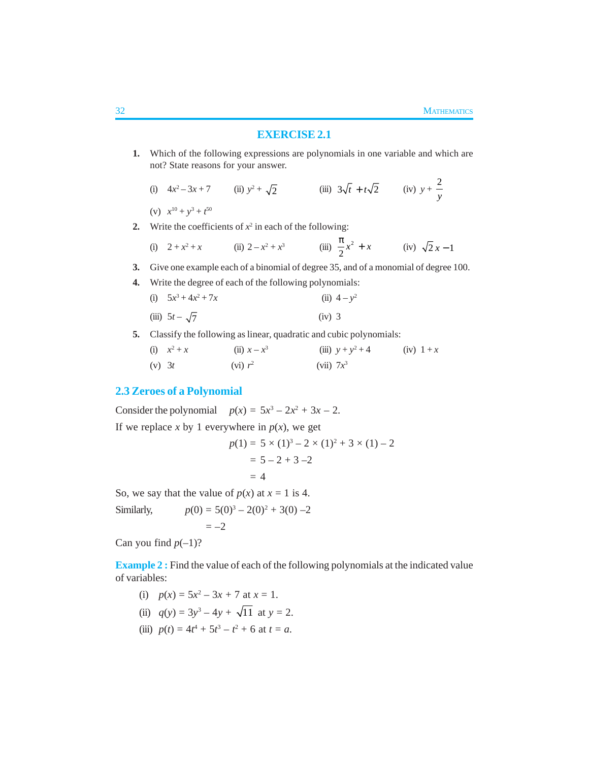## EXERCISE 2.1

**1.** Which of the following expressions are polynomials in one variable and which are not? State reasons for your answer.

(i) $4x^2 - 3x + 7$ (ii) $y^2 + \sqrt{2}$ (iii) $3\sqrt{t} + t\sqrt{2}$ (iv) $y + \frac{2}{y}$

(v) $x^{10} + y^3 + t^{50}$

**2.** Write the coefficients of $x^2$ in each of the following:

(i) $2 + x^2 + x$ (ii) $2 - x^2 + x^3$ (iii) $\frac{\pi}{2}x^2 + x$ (iv) $\sqrt{2}x - 1$

**3.** Give one example each of a binomial of degree 35, and of a monomial of degree 100.

**4.** Write the degree of each of the following polynomials:

(i) $5x^3 + 4x^2 + 7x$ (ii) $4 - y^2$

(iii) $5t - \sqrt{7}$ (iv) $3$

**5.** Classify the following as linear, quadratic and cubic polynomials:

(i) $x^2 + x$ (ii) $x - x^3$ (iii) $y + y^2 + 4$ (iv) $1 + x$

(v) $3t$ (vi) $r^2$ (vii) $7x^3$

## 2.3 Zeroes of a Polynomial

Consider the polynomial $p(x) = 5x^3 - 2x^2 + 3x - 2$.

If we replace $x$ by 1 everywhere in $p(x)$, we get

$$\begin{aligned} p(1) &= 5 \times (1)^3 - 2 \times (1)^2 + 3 \times (1) - 2 \\ &= 5 - 2 + 3 - 2 \\ &= 4 \end{aligned}$$

So, we say that the value of $p(x)$ at $x = 1$ is 4.

Similarly, $p(0) = 5(0)^3 - 2(0)^2 + 3(0) - 2$

$= -2$

Can you find $p(-1)$?

**Example 2 :** Find the value of each of the following polynomials at the indicated value of variables:

(i) $p(x) = 5x^2 - 3x + 7$ at $x = 1$.

(ii) $q(y) = 3y^3 - 4y + \sqrt{11}$ at $y = 2$.

(iii) $p(t) = 4t^4 + 5t^3 - t^2 + 6$ at $t = a$.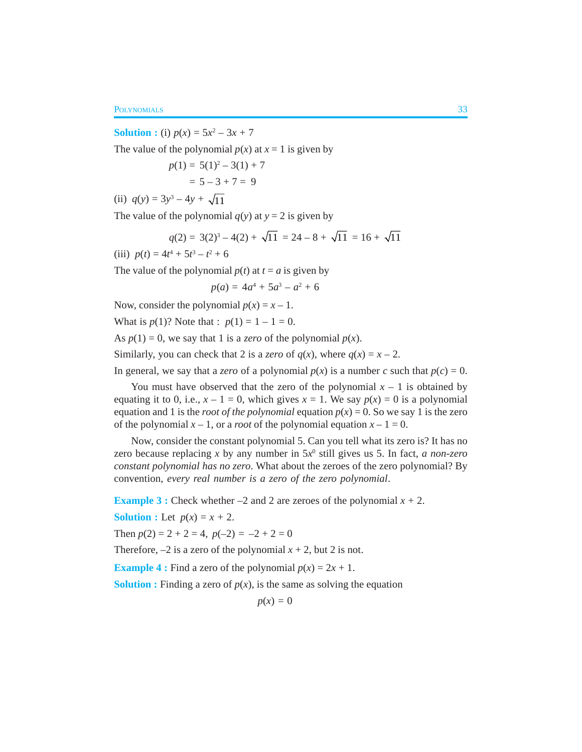**Solution :** (i) $p(x) = 5x^2 - 3x + 7$

The value of the polynomial $p(x)$ at $x = 1$ is given by

$$p(1) = 5(1)^2 - 3(1) + 7$$
$$= 5 - 3 + 7 = 9$$

(ii) $q(y) = 3y^3 - 4y + \sqrt{11}$

The value of the polynomial $q(y)$ at $y = 2$ is given by

$$q(2) = 3(2)^3 - 4(2) + \sqrt{11} = 24 - 8 + \sqrt{11} = 16 + \sqrt{11}$$

(iii) $p(t) = 4t^4 + 5t^3 - t^2 + 6$

The value of the polynomial $p(t)$ at $t = a$ is given by

$$p(a) = 4a^4 + 5a^3 - a^2 + 6$$

Now, consider the polynomial $p(x) = x - 1$.

What is $p(1)$? Note that : $p(1) = 1 - 1 = 0$.

As $p(1) = 0$, we say that 1 is a *zero* of the polynomial $p(x)$.

Similarly, you can check that 2 is a *zero* of $q(x)$, where $q(x) = x - 2$.

In general, we say that a *zero* of a polynomial $p(x)$ is a number $c$ such that $p(c) = 0$.

You must have observed that the zero of the polynomial $x - 1$ is obtained by equating it to 0, i.e., $x - 1 = 0$, which gives $x = 1$. We say $p(x) = 0$ is a polynomial equation and 1 is the *root of the polynomial* equation $p(x) = 0$. So we say 1 is the zero of the polynomial $x - 1$, or a *root* of the polynomial equation $x - 1 = 0$.

Now, consider the constant polynomial 5. Can you tell what its zero is? It has no zero because replacing $x$ by any number in $5x^0$ still gives us 5. In fact, *a non-zero constant polynomial has no zero*. What about the zeroes of the zero polynomial? By convention, *every real number is a zero of the zero polynomial*.

**Example 3 :** Check whether $-2$ and 2 are zeroes of the polynomial $x + 2$.

**Solution :** Let $p(x) = x + 2$.

Then $p(2) = 2 + 2 = 4$, $p(-2) = -2 + 2 = 0$

Therefore, $-2$ is a zero of the polynomial $x + 2$, but 2 is not.

**Example 4 :** Find a zero of the polynomial $p(x) = 2x + 1$.

**Solution :** Finding a zero of $p(x)$, is the same as solving the equation

$$p(x) = 0$$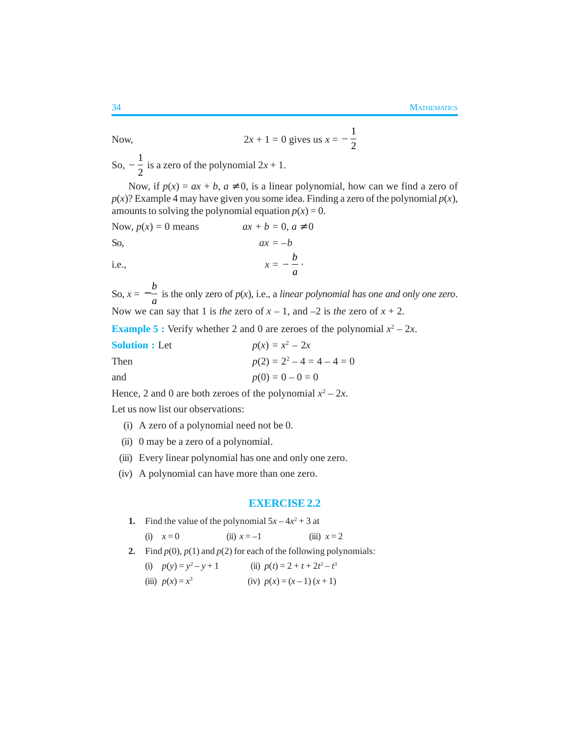Now, $\quad 2x + 1 = 0$ gives us $x = -\frac{1}{2}$

So, $-\frac{1}{2}$ is a zero of the polynomial $2x + 1$.

Now, if $p(x) = ax + b$, $a \neq 0$, is a linear polynomial, how can we find a zero of $p(x)$? Example 4 may have given you some idea. Finding a zero of the polynomial $p(x)$, amounts to solving the polynomial equation $p(x) = 0$.

Now, $p(x) = 0$ means $\quad ax + b = 0,\ a \neq 0$

So, $\quad ax = -b$

i.e., $\quad x = -\frac{b}{a}$.

So, $x = -\frac{b}{a}$ is the only zero of $p(x)$, i.e., a *linear polynomial has one and only one zero*.

Now we can say that 1 is *the* zero of $x - 1$, and $-2$ is *the* zero of $x + 2$.

**Example 5 :** Verify whether 2 and 0 are zeroes of the polynomial $x^2 - 2x$.

**Solution :** Let $\quad p(x) = x^2 - 2x$

Then $\quad p(2) = 2^2 - 4 = 4 - 4 = 0$

and $\quad p(0) = 0 - 0 = 0$

Hence, 2 and 0 are both zeroes of the polynomial $x^2 - 2x$.

Let us now list our observations:

(i) A zero of a polynomial need not be 0.

(ii) 0 may be a zero of a polynomial.

(iii) Every linear polynomial has one and only one zero.

(iv) A polynomial can have more than one zero.

## EXERCISE 2.2

**1.** Find the value of the polynomial $5x - 4x^2 + 3$ at

(i) $x = 0$ (ii) $x = -1$ (iii) $x = 2$

**2.** Find $p(0)$, $p(1)$ and $p(2)$ for each of the following polynomials:

(i) $p(y) = y^2 - y + 1$ (ii) $p(t) = 2 + t + 2t^2 - t^3$

(iii) $p(x) = x^3$ (iv) $p(x) = (x - 1)(x + 1)$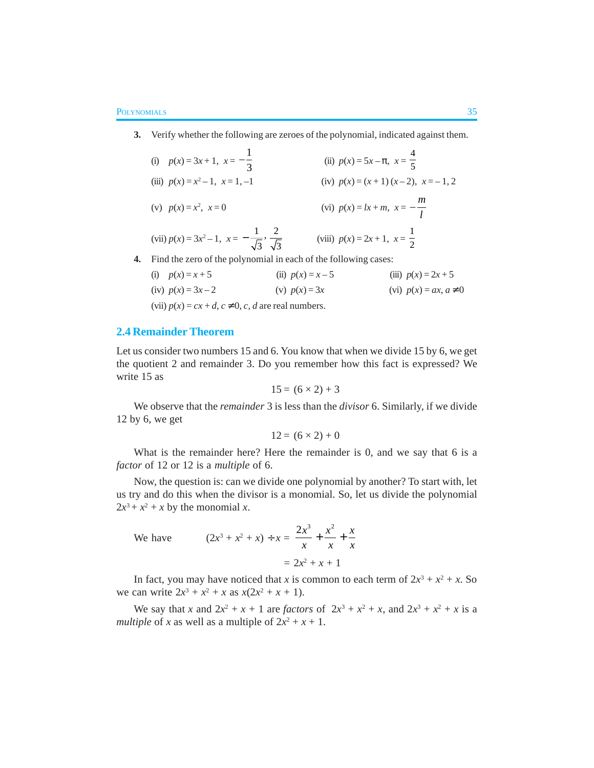**3.** Verify whether the following are zeroes of the polynomial, indicated against them.

(i) $p(x) = 3x + 1,\ x = -\dfrac{1}{3}$

(ii) $p(x) = 5x - \pi,\ x = \dfrac{4}{5}$

(iii) $p(x) = x^2 - 1,\ x = 1, -1$

(iv) $p(x) = (x + 1)(x - 2),\ x = -1, 2$

(v) $p(x) = x^2,\ x = 0$

(vi) $p(x) = lx + m,\ x = -\dfrac{m}{l}$

(vii) $p(x) = 3x^2 - 1,\ x = -\dfrac{1}{\sqrt{3}}, \dfrac{2}{\sqrt{3}}$

(viii) $p(x) = 2x + 1,\ x = \dfrac{1}{2}$

**4.** Find the zero of the polynomial in each of the following cases:

(i) $p(x) = x + 5$

(ii) $p(x) = x - 5$

(iii) $p(x) = 2x + 5$

(iv) $p(x) = 3x - 2$

(v) $p(x) = 3x$

(vi) $p(x) = ax,\ a \neq 0$

(vii) $p(x) = cx + d,\ c \neq 0,\ c, d$ are real numbers.

## 2.4 Remainder Theorem

Let us consider two numbers 15 and 6. You know that when we divide 15 by 6, we get the quotient 2 and remainder 3. Do you remember how this fact is expressed? We write 15 as

$$15 = (6 \times 2) + 3$$

We observe that the *remainder* 3 is less than the *divisor* 6. Similarly, if we divide 12 by 6, we get

$$12 = (6 \times 2) + 0$$

What is the remainder here? Here the remainder is 0, and we say that 6 is a *factor* of 12 or 12 is a *multiple* of 6.

Now, the question is: can we divide one polynomial by another? To start with, let us try and do this when the divisor is a monomial. So, let us divide the polynomial $2x^3 + x^2 + x$ by the monomial $x$.

We have
$$(2x^3 + x^2 + x) \div x = \frac{2x^3}{x} + \frac{x^2}{x} + \frac{x}{x}$$
$$= 2x^2 + x + 1$$

In fact, you may have noticed that $x$ is common to each term of $2x^3 + x^2 + x$. So we can write $2x^3 + x^2 + x$ as $x(2x^2 + x + 1)$.

We say that $x$ and $2x^2 + x + 1$ are *factors* of $2x^3 + x^2 + x$, and $2x^3 + x^2 + x$ is a *multiple* of $x$ as well as a multiple of $2x^2 + x + 1$.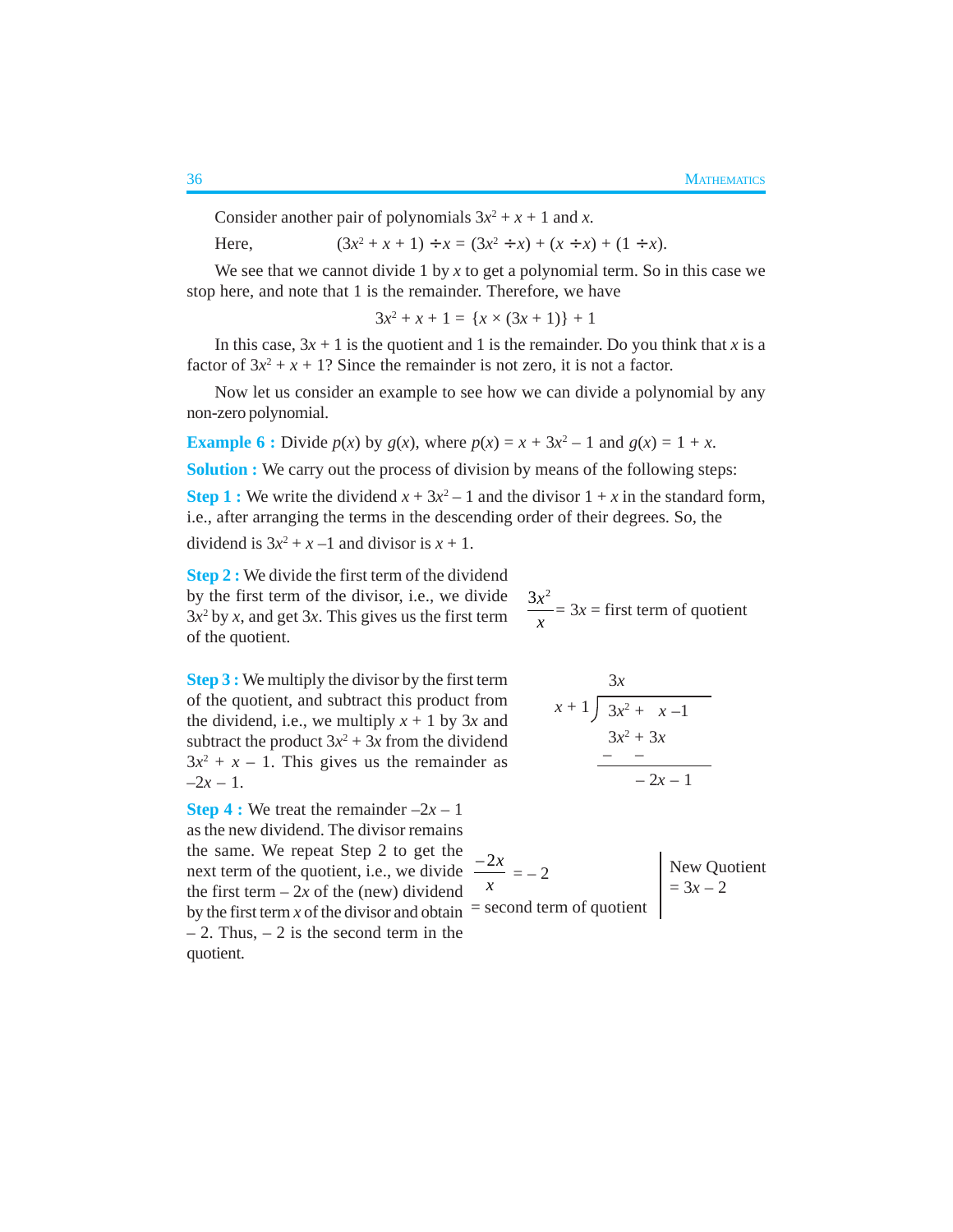Consider another pair of polynomials $3x^2 + x + 1$ and $x$.

Here, $\quad (3x^2 + x + 1) \div x = (3x^2 \div x) + (x \div x) + (1 \div x)$.

We see that we cannot divide 1 by $x$ to get a polynomial term. So in this case we stop here, and note that 1 is the remainder. Therefore, we have

$$3x^2 + x + 1 = \{x \times (3x + 1)\} + 1$$

In this case, $3x + 1$ is the quotient and 1 is the remainder. Do you think that $x$ is a factor of $3x^2 + x + 1$? Since the remainder is not zero, it is not a factor.

Now let us consider an example to see how we can divide a polynomial by any non-zero polynomial.

**Example 6 :** Divide $p(x)$ by $g(x)$, where $p(x) = x + 3x^2 - 1$ and $g(x) = 1 + x$.

**Solution :** We carry out the process of division by means of the following steps:

**Step 1 :** We write the dividend $x + 3x^2 - 1$ and the divisor $1 + x$ in the standard form, i.e., after arranging the terms in the descending order of their degrees. So, the dividend is $3x^2 + x - 1$ and divisor is $x + 1$.

**Step 2 :** We divide the first term of the dividend by the first term of the divisor, i.e., we divide $3x^2$ by $x$, and get $3x$. This gives us the first term of the quotient.

$$\frac{3x^2}{x} = 3x = \text{first term of quotient}$$

**Step 3 :** We multiply the divisor by the first term of the quotient, and subtract this product from the dividend, i.e., we multiply $x + 1$ by $3x$ and subtract the product $3x^2 + 3x$ from the dividend $3x^2 + x - 1$. This gives us the remainder as $-2x - 1$.

$$\begin{array}{r|l} & \quad 3x \\ \hline x+1 & 3x^2 + x - 1 \\ & 3x^2 + 3x \\ & - \quad\; - \\ \hline & \quad -2x - 1 \end{array}$$

**Step 4 :** We treat the remainder $-2x - 1$ as the new dividend. The divisor remains the same. We repeat Step 2 to get the next term of the quotient, i.e., we divide the first term $-2x$ of the (new) dividend by the first term $x$ of the divisor and obtain $-2$. Thus, $-2$ is the second term in the quotient.

$$\frac{-2x}{x} = -2$$

$= \text{second term of quotient}$

New Quotient $= 3x - 2$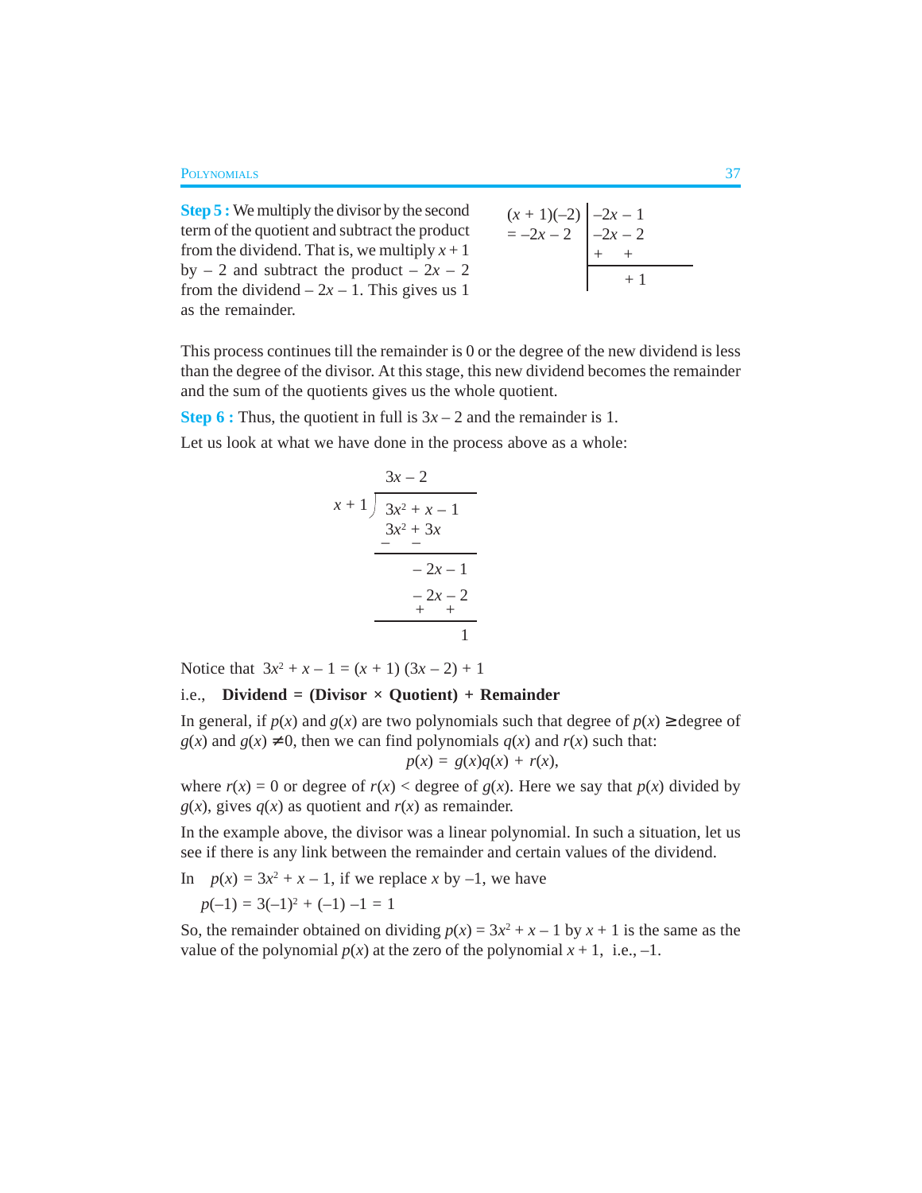**Step 5 :** We multiply the divisor by the second term of the quotient and subtract the product from the dividend. That is, we multiply $x + 1$ by $-2$ and subtract the product $-2x - 2$ from the dividend $-2x - 1$. This gives us 1 as the remainder.

$$
\begin{array}{l|l}
(x+1)(-2) & -2x - 1 \\
= -2x - 2 & -2x - 2 \\
 & \phantom{-}+ \quad\; + \\
\hline
 & \qquad\; +1
\end{array}
$$

This process continues till the remainder is 0 or the degree of the new dividend is less than the degree of the divisor. At this stage, this new dividend becomes the remainder and the sum of the quotients gives us the whole quotient.

**Step 6 :** Thus, the quotient in full is $3x - 2$ and the remainder is 1.

Let us look at what we have done in the process above as a whole:

$$
\begin{array}{r|l}
 & \quad 3x - 2 \\
\hline
x + 1 & 3x^2 + x - 1 \\
 & 3x^2 + 3x \\
 & - \quad\;\; - \\
\hline
 & \qquad -2x - 1 \\
 & \qquad -2x - 2 \\
 & \qquad\; + \quad\; + \\
\hline
 & \qquad\qquad\quad 1
\end{array}
$$

Notice that $3x^2 + x - 1 = (x + 1)(3x - 2) + 1$

i.e., **Dividend = (Divisor × Quotient) + Remainder**

In general, if $p(x)$ and $g(x)$ are two polynomials such that degree of $p(x) \geq$ degree of $g(x)$ and $g(x) \neq 0$, then we can find polynomials $q(x)$ and $r(x)$ such that:

$$p(x) = g(x)q(x) + r(x),$$

where $r(x) = 0$ or degree of $r(x) <$ degree of $g(x)$. Here we say that $p(x)$ divided by $g(x)$, gives $q(x)$ as quotient and $r(x)$ as remainder.

In the example above, the divisor was a linear polynomial. In such a situation, let us see if there is any link between the remainder and certain values of the dividend.

In $\quad p(x) = 3x^2 + x - 1$, if we replace $x$ by $-1$, we have

$$p(-1) = 3(-1)^2 + (-1) - 1 = 1$$

So, the remainder obtained on dividing $p(x) = 3x^2 + x - 1$ by $x + 1$ is the same as the value of the polynomial $p(x)$ at the zero of the polynomial $x + 1$, i.e., $-1$.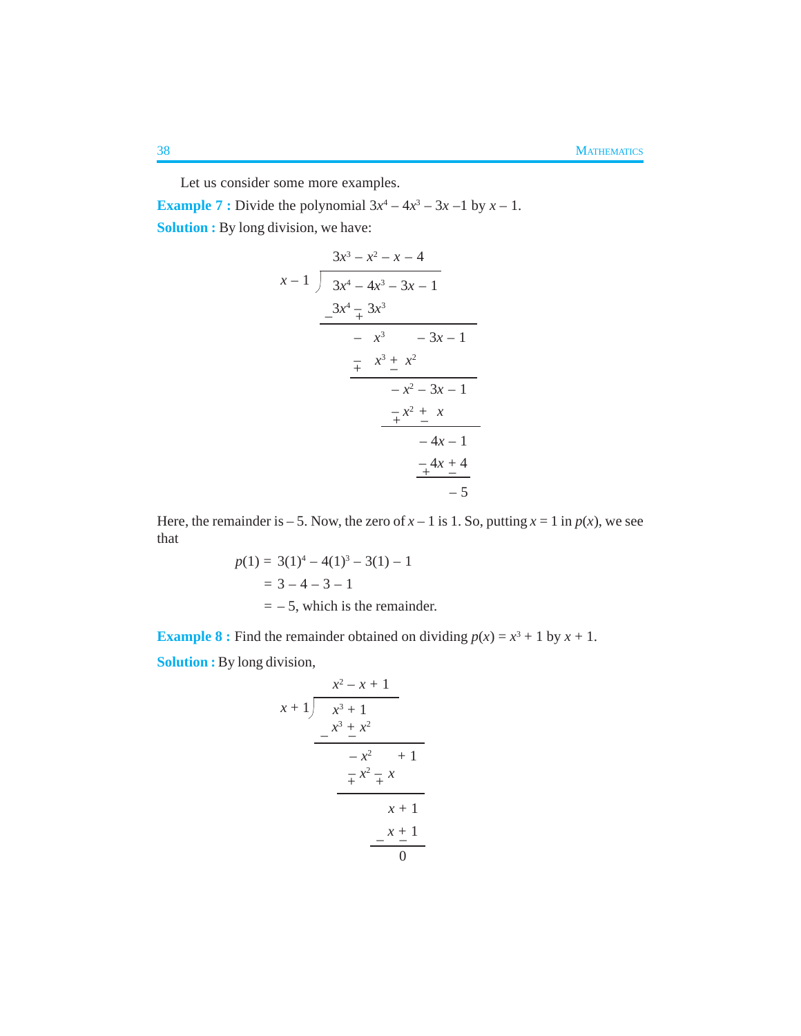Let us consider some more examples.

**Example 7 :** Divide the polynomial $3x^4 - 4x^3 - 3x - 1$ by $x - 1$.

**Solution :** By long division, we have:

$$
\begin{array}{r|l}
 & 3x^3 - x^2 - x - 4 \\
\hline
x - 1 & 3x^4 - 4x^3 - 3x - 1 \\
 & \underline{3x^4 - 3x^3} \\
 & \quad\; - x^3 \quad\; - 3x - 1 \\
 & \quad\; \underline{- x^3 + x^2} \\
 & \qquad - x^2 - 3x - 1 \\
 & \qquad \underline{- x^2 + x} \\
 & \qquad\quad - 4x - 1 \\
 & \qquad\quad \underline{- 4x + 4} \\
 & \qquad\qquad - 5
\end{array}
$$

Here, the remainder is $-5$. Now, the zero of $x - 1$ is 1. So, putting $x = 1$ in $p(x)$, we see that

$$
\begin{aligned}
p(1) &= 3(1)^4 - 4(1)^3 - 3(1) - 1 \\
&= 3 - 4 - 3 - 1 \\
&= -5, \text{ which is the remainder.}
\end{aligned}
$$

**Example 8 :** Find the remainder obtained on dividing $p(x) = x^3 + 1$ by $x + 1$.

**Solution :** By long division,

$$
\begin{array}{r|l}
 & x^2 - x + 1 \\
\hline
x + 1 & x^3 + 1 \\
 & \underline{x^3 + x^2} \\
 & - x^2 \quad + 1 \\
 & \underline{- x^2 - x} \\
 & \qquad x + 1 \\
 & \qquad \underline{x + 1} \\
 & \qquad\quad 0
\end{array}
$$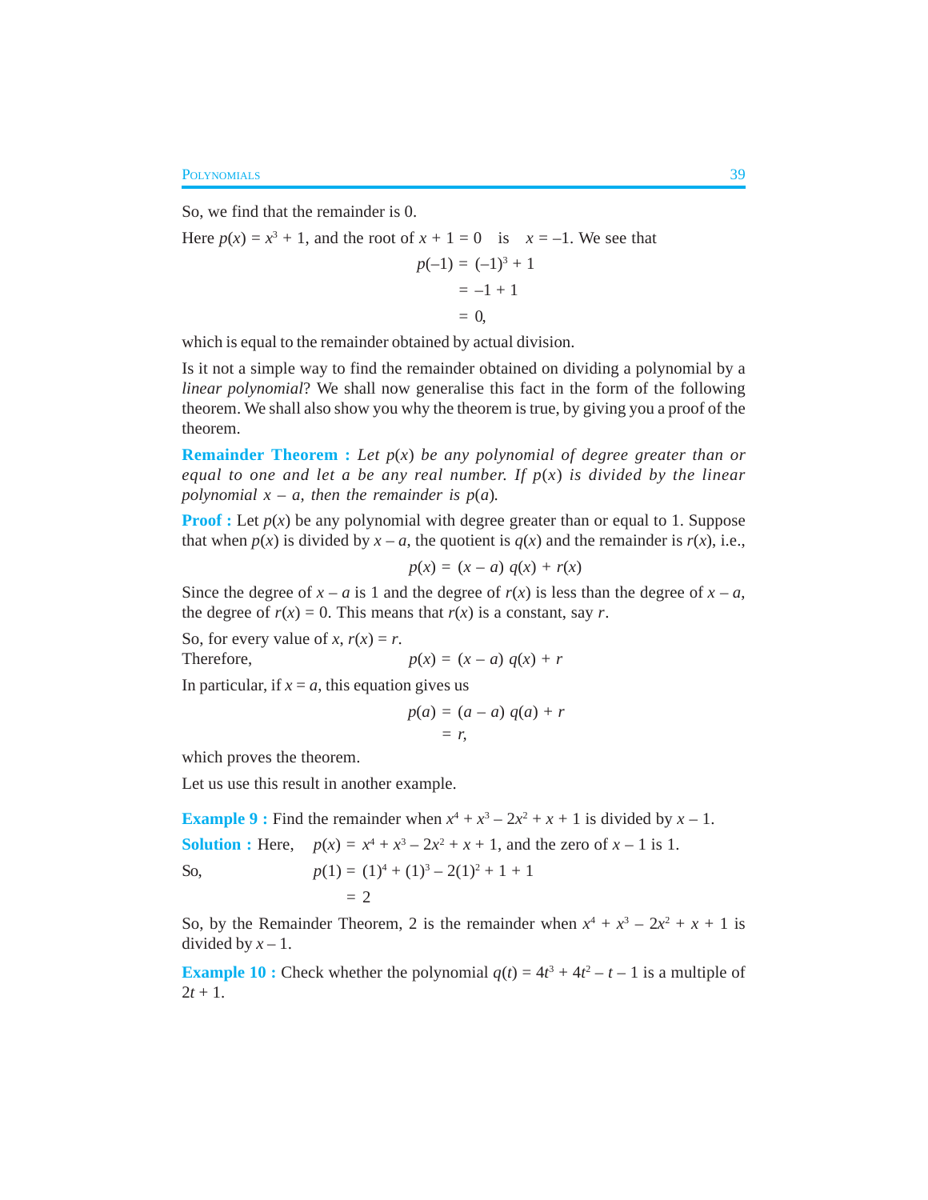So, we find that the remainder is 0.

Here $p(x) = x^3 + 1$, and the root of $x + 1 = 0$ is $x = -1$. We see that

$$
\begin{aligned}
p(-1) &= (-1)^3 + 1 \\
&= -1 + 1 \\
&= 0,
\end{aligned}
$$

which is equal to the remainder obtained by actual division.

Is it not a simple way to find the remainder obtained on dividing a polynomial by a *linear polynomial*? We shall now generalise this fact in the form of the following theorem. We shall also show you why the theorem is true, by giving you a proof of the theorem.

**Remainder Theorem :** *Let $p(x)$ be any polynomial of degree greater than or equal to one and let a be any real number. If $p(x)$ is divided by the linear polynomial $x - a$, then the remainder is $p(a)$.*

**Proof :** Let $p(x)$ be any polynomial with degree greater than or equal to 1. Suppose that when $p(x)$ is divided by $x - a$, the quotient is $q(x)$ and the remainder is $r(x)$, i.e.,

$$p(x) = (x - a)\, q(x) + r(x)$$

Since the degree of $x - a$ is 1 and the degree of $r(x)$ is less than the degree of $x - a$, the degree of $r(x) = 0$. This means that $r(x)$ is a constant, say $r$.

So, for every value of $x$, $r(x) = r$.

Therefore, $$p(x) = (x - a)\, q(x) + r$$

In particular, if $x = a$, this equation gives us

$$
\begin{aligned}
p(a) &= (a - a)\, q(a) + r \\
&= r,
\end{aligned}
$$

which proves the theorem.

Let us use this result in another example.

**Example 9 :** Find the remainder when $x^4 + x^3 - 2x^2 + x + 1$ is divided by $x - 1$.

**Solution :** Here, $p(x) = x^4 + x^3 - 2x^2 + x + 1$, and the zero of $x - 1$ is 1.

So,
$$
\begin{aligned}
p(1) &= (1)^4 + (1)^3 - 2(1)^2 + 1 + 1 \\
&= 2
\end{aligned}
$$

So, by the Remainder Theorem, 2 is the remainder when $x^4 + x^3 - 2x^2 + x + 1$ is divided by $x - 1$.

**Example 10 :** Check whether the polynomial $q(t) = 4t^3 + 4t^2 - t - 1$ is a multiple of $2t + 1$.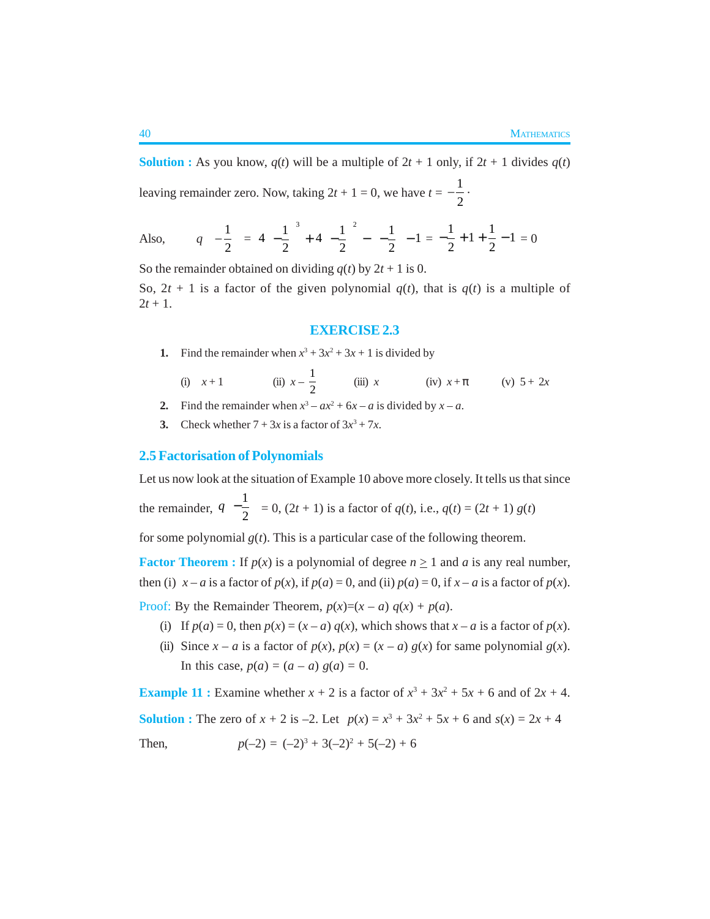**Solution :** As you know, $q(t)$ will be a multiple of $2t + 1$ only, if $2t + 1$ divides $q(t)$ leaving remainder zero. Now, taking $2t + 1 = 0$, we have $t = -\frac{1}{2}$.

Also, $$q\left(-\frac{1}{2}\right) = 4\left(-\frac{1}{2}\right)^3 + 4\left(-\frac{1}{2}\right)^2 - \left(-\frac{1}{2}\right) - 1 = -\frac{1}{2} + 1 + \frac{1}{2} - 1 = 0$$

So the remainder obtained on dividing $q(t)$ by $2t + 1$ is 0.

So, $2t + 1$ is a factor of the given polynomial $q(t)$, that is $q(t)$ is a multiple of $2t + 1$.

## EXERCISE 2.3

1. Find the remainder when $x^3 + 3x^2 + 3x + 1$ is divided by

   (i) $x + 1$ (ii) $x - \frac{1}{2}$ (iii) $x$ (iv) $x + \pi$ (v) $5 + 2x$

2. Find the remainder when $x^3 - ax^2 + 6x - a$ is divided by $x - a$.
3. Check whether $7 + 3x$ is a factor of $3x^3 + 7x$.

## 2.5 Factorisation of Polynomials

Let us now look at the situation of Example 10 above more closely. It tells us that since the remainder, $q\left(-\frac{1}{2}\right) = 0$, $(2t + 1)$ is a factor of $q(t)$, i.e., $q(t) = (2t + 1)\, g(t)$ for some polynomial $g(t)$. This is a particular case of the following theorem.

**Factor Theorem :** If $p(x)$ is a polynomial of degree $n \geq 1$ and $a$ is any real number, then (i) $x - a$ is a factor of $p(x)$, if $p(a) = 0$, and (ii) $p(a) = 0$, if $x - a$ is a factor of $p(x)$.

**Proof:** By the Remainder Theorem, $p(x) = (x - a)\, q(x) + p(a)$.

(i) If $p(a) = 0$, then $p(x) = (x - a)\, q(x)$, which shows that $x - a$ is a factor of $p(x)$.

(ii) Since $x - a$ is a factor of $p(x)$, $p(x) = (x - a)\, g(x)$ for same polynomial $g(x)$. In this case, $p(a) = (a - a)\, g(a) = 0$.

**Example 11 :** Examine whether $x + 2$ is a factor of $x^3 + 3x^2 + 5x + 6$ and of $2x + 4$.

**Solution :** The zero of $x + 2$ is $-2$. Let $p(x) = x^3 + 3x^2 + 5x + 6$ and $s(x) = 2x + 4$

Then, $$p(-2) = (-2)^3 + 3(-2)^2 + 5(-2) + 6$$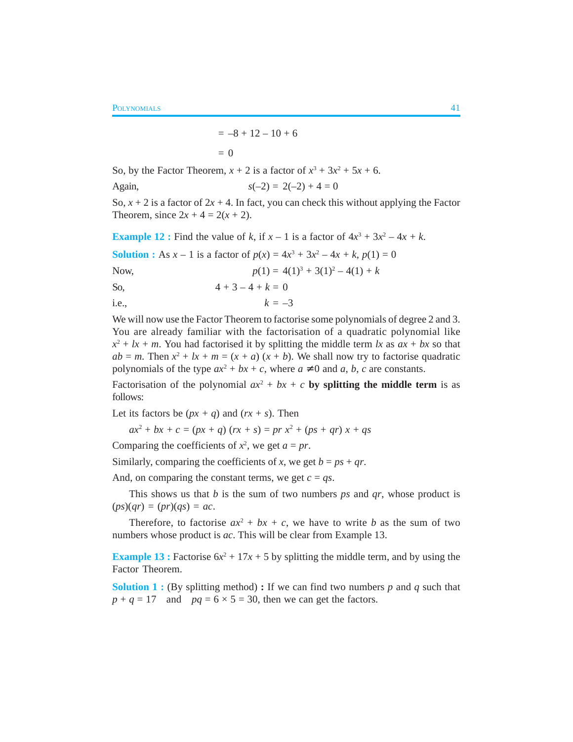$$= -8 + 12 - 10 + 6$$

$$= 0$$

So, by the Factor Theorem, $x + 2$ is a factor of $x^3 + 3x^2 + 5x + 6$.

Again, $\quad s(-2) = 2(-2) + 4 = 0$

So, $x + 2$ is a factor of $2x + 4$. In fact, you can check this without applying the Factor Theorem, since $2x + 4 = 2(x + 2)$.

**Example 12 :** Find the value of $k$, if $x - 1$ is a factor of $4x^3 + 3x^2 - 4x + k$.

**Solution :** As $x - 1$ is a factor of $p(x) = 4x^3 + 3x^2 - 4x + k$, $p(1) = 0$

Now, $\quad p(1) = 4(1)^3 + 3(1)^2 - 4(1) + k$

So, $\quad 4 + 3 - 4 + k = 0$

i.e., $\quad k = -3$

We will now use the Factor Theorem to factorise some polynomials of degree 2 and 3. You are already familiar with the factorisation of a quadratic polynomial like $x^2 + lx + m$. You had factorised it by splitting the middle term $lx$ as $ax + bx$ so that $ab = m$. Then $x^2 + lx + m = (x + a)(x + b)$. We shall now try to factorise quadratic polynomials of the type $ax^2 + bx + c$, where $a \neq 0$ and $a, b, c$ are constants.

Factorisation of the polynomial $ax^2 + bx + c$ **by splitting the middle term** is as follows:

Let its factors be $(px + q)$ and $(rx + s)$. Then

$$ax^2 + bx + c = (px + q)(rx + s) = pr\,x^2 + (ps + qr)\,x + qs$$

Comparing the coefficients of $x^2$, we get $a = pr$.

Similarly, comparing the coefficients of $x$, we get $b = ps + qr$.

And, on comparing the constant terms, we get $c = qs$.

This shows us that $b$ is the sum of two numbers $ps$ and $qr$, whose product is $(ps)(qr) = (pr)(qs) = ac$.

Therefore, to factorise $ax^2 + bx + c$, we have to write $b$ as the sum of two numbers whose product is $ac$. This will be clear from Example 13.

**Example 13 :** Factorise $6x^2 + 17x + 5$ by splitting the middle term, and by using the Factor Theorem.

**Solution 1 :** (By splitting method) **:** If we can find two numbers $p$ and $q$ such that $p + q = 17$ and $pq = 6 \times 5 = 30$, then we can get the factors.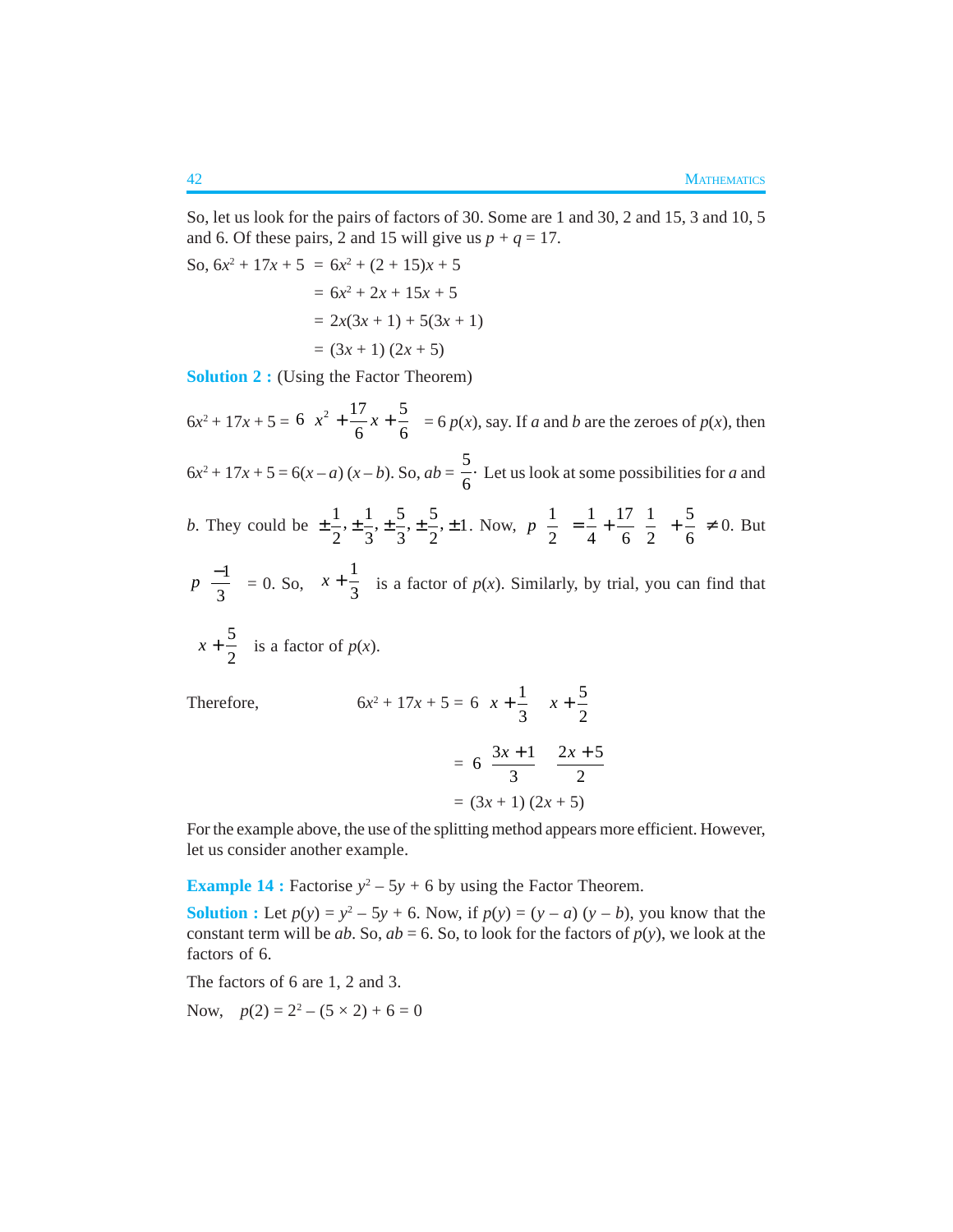So, let us look for the pairs of factors of 30. Some are 1 and 30, 2 and 15, 3 and 10, 5 and 6. Of these pairs, 2 and 15 will give us $p + q = 17$.

$$
\begin{aligned}
\text{So, } 6x^2 + 17x + 5 &= 6x^2 + (2 + 15)x + 5 \\
&= 6x^2 + 2x + 15x + 5 \\
&= 2x(3x + 1) + 5(3x + 1) \\
&= (3x + 1)(2x + 5)
\end{aligned}
$$

**Solution 2 :** (Using the Factor Theorem)

$6x^2 + 17x + 5 = 6\left(x^2 + \frac{17}{6}x + \frac{5}{6}\right) = 6\,p(x)$, say. If $a$ and $b$ are the zeroes of $p(x)$, then $6x^2 + 17x + 5 = 6(x - a)(x - b)$. So, $ab = \frac{5}{6}$. Let us look at some possibilities for $a$ and $b$. They could be $\pm\frac{1}{2}, \pm\frac{1}{3}, \pm\frac{5}{3}, \pm\frac{5}{2}, \pm 1$. Now, $p\left(\frac{1}{2}\right) = \frac{1}{4} + \frac{17}{6}\left(\frac{1}{2}\right) + \frac{5}{6} \neq 0$. But $p\left(\frac{-1}{3}\right) = 0$. So, $\left(x + \frac{1}{3}\right)$ is a factor of $p(x)$. Similarly, by trial, you can find that $\left(x + \frac{5}{2}\right)$ is a factor of $p(x)$.

Therefore,

$$
\begin{aligned}
6x^2 + 17x + 5 &= 6\left(x + \frac{1}{3}\right)\left(x + \frac{5}{2}\right) \\
&= 6\left(\frac{3x + 1}{3}\right)\left(\frac{2x + 5}{2}\right) \\
&= (3x + 1)(2x + 5)
\end{aligned}
$$

For the example above, the use of the splitting method appears more efficient. However, let us consider another example.

**Example 14 :** Factorise $y^2 - 5y + 6$ by using the Factor Theorem.

**Solution :** Let $p(y) = y^2 - 5y + 6$. Now, if $p(y) = (y - a)(y - b)$, you know that the constant term will be $ab$. So, $ab = 6$. So, to look for the factors of $p(y)$, we look at the factors of 6.

The factors of 6 are 1, 2 and 3.

Now, $\quad p(2) = 2^2 - (5 \times 2) + 6 = 0$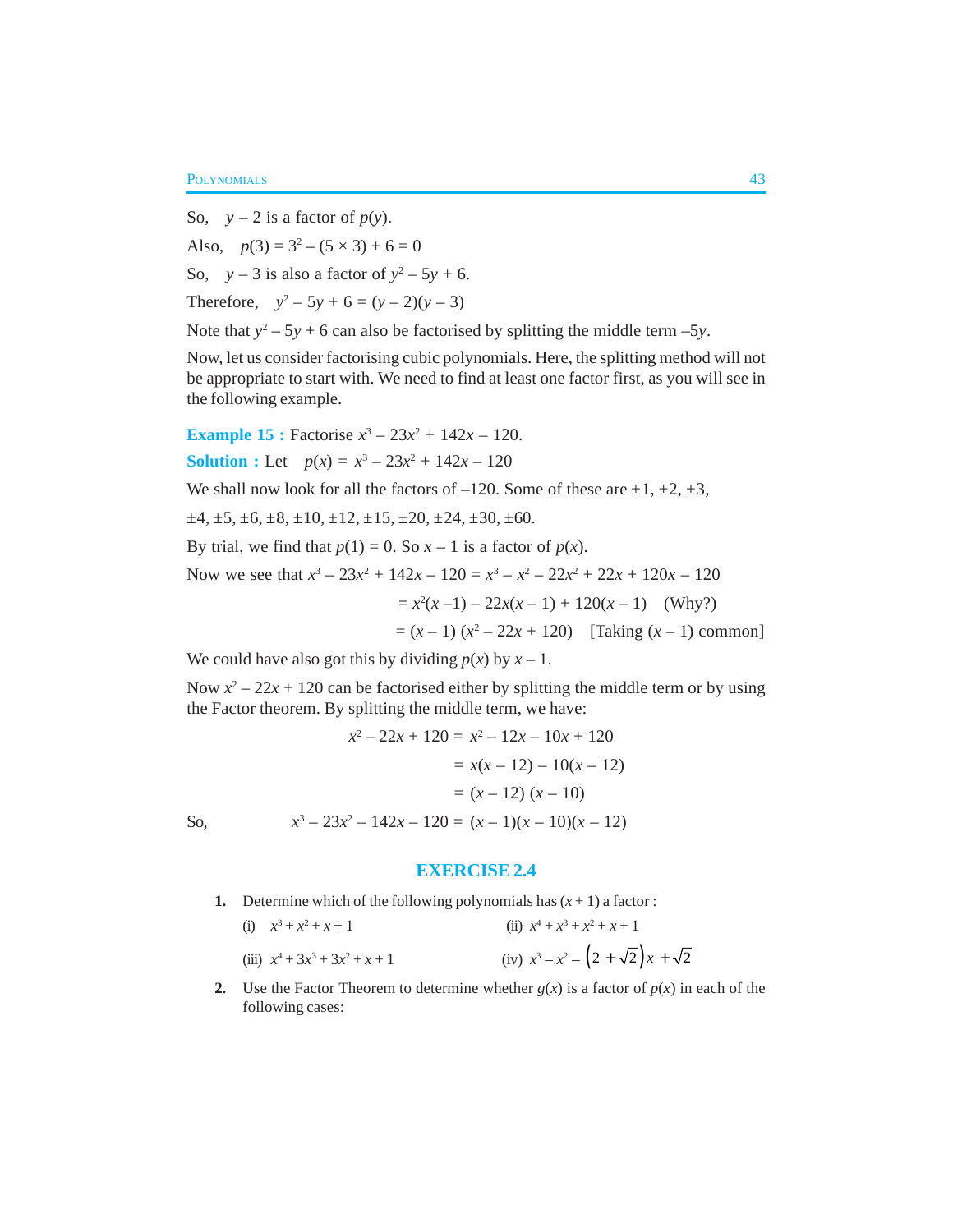So, $y - 2$ is a factor of $p(y)$.

Also, $p(3) = 3^2 - (5 \times 3) + 6 = 0$

So, $y - 3$ is also a factor of $y^2 - 5y + 6$.

Therefore, $y^2 - 5y + 6 = (y - 2)(y - 3)$

Note that $y^2 - 5y + 6$ can also be factorised by splitting the middle term $-5y$.

Now, let us consider factorising cubic polynomials. Here, the splitting method will not be appropriate to start with. We need to find at least one factor first, as you will see in the following example.

**Example 15 :** Factorise $x^3 - 23x^2 + 142x - 120$.

**Solution :** Let $p(x) = x^3 - 23x^2 + 142x - 120$

We shall now look for all the factors of $-120$. Some of these are $\pm 1, \pm 2, \pm 3,$ $\pm 4, \pm 5, \pm 6, \pm 8, \pm 10, \pm 12, \pm 15, \pm 20, \pm 24, \pm 30, \pm 60$.

By trial, we find that $p(1) = 0$. So $x - 1$ is a factor of $p(x)$.

Now we see that $x^3 - 23x^2 + 142x - 120 = x^3 - x^2 - 22x^2 + 22x + 120x - 120$

$$= x^2(x - 1) - 22x(x - 1) + 120(x - 1) \quad \text{(Why?)}$$

$$= (x - 1)(x^2 - 22x + 120) \quad \text{[Taking } (x - 1) \text{ common]}$$

We could have also got this by dividing $p(x)$ by $x - 1$.

Now $x^2 - 22x + 120$ can be factorised either by splitting the middle term or by using the Factor theorem. By splitting the middle term, we have:

$$x^2 - 22x + 120 = x^2 - 12x - 10x + 120$$

$$= x(x - 12) - 10(x - 12)$$

$$= (x - 12)(x - 10)$$

So, $$x^3 - 23x^2 - 142x - 120 = (x - 1)(x - 10)(x - 12)$$

## EXERCISE 2.4

1. Determine which of the following polynomials has $(x + 1)$ a factor :

   (i) $x^3 + x^2 + x + 1$
   
   (ii) $x^4 + x^3 + x^2 + x + 1$

   (iii) $x^4 + 3x^3 + 3x^2 + x + 1$
   
   (iv) $x^3 - x^2 - \left(2 + \sqrt{2}\right)x + \sqrt{2}$

2. Use the Factor Theorem to determine whether $g(x)$ is a factor of $p(x)$ in each of the following cases: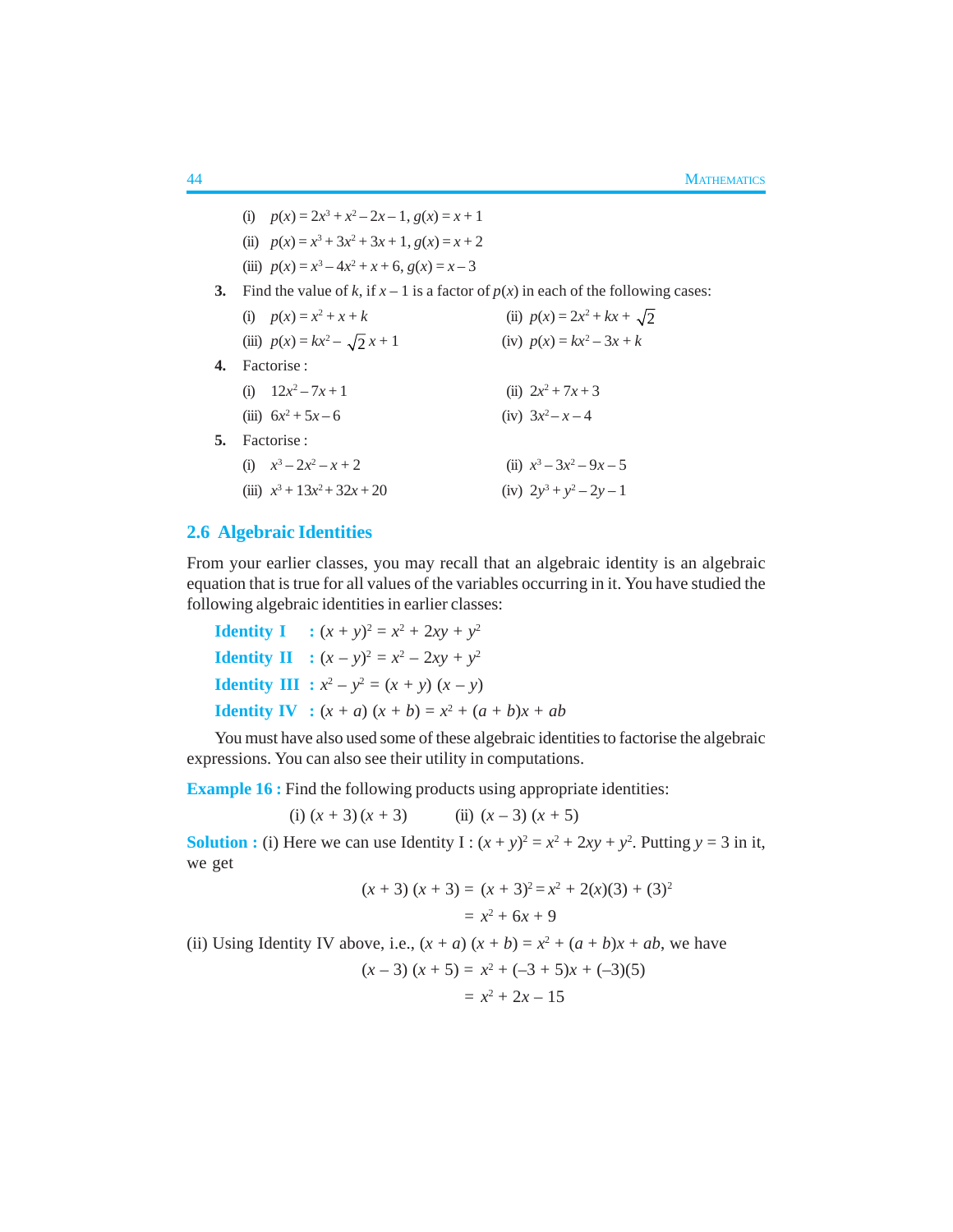(i) $p(x) = 2x^3 + x^2 - 2x - 1, g(x) = x + 1$

(ii) $p(x) = x^3 + 3x^2 + 3x + 1, g(x) = x + 2$

(iii) $p(x) = x^3 - 4x^2 + x + 6, g(x) = x - 3$

**3.** Find the value of $k$, if $x - 1$ is a factor of $p(x)$ in each of the following cases:

(i) $p(x) = x^2 + x + k$

(ii) $p(x) = 2x^2 + kx + \sqrt{2}$

(iii) $p(x) = kx^2 - \sqrt{2}\,x + 1$

(iv) $p(x) = kx^2 - 3x + k$

**4.** Factorise :

(i) $12x^2 - 7x + 1$

(ii) $2x^2 + 7x + 3$

(iii) $6x^2 + 5x - 6$

(iv) $3x^2 - x - 4$

**5.** Factorise :

(i) $x^3 - 2x^2 - x + 2$

(ii) $x^3 - 3x^2 - 9x - 5$

(iii) $x^3 + 13x^2 + 32x + 20$

(iv) $2y^3 + y^2 - 2y - 1$

## 2.6 Algebraic Identities

From your earlier classes, you may recall that an algebraic identity is an algebraic equation that is true for all values of the variables occurring in it. You have studied the following algebraic identities in earlier classes:

**Identity I** : $(x + y)^2 = x^2 + 2xy + y^2$

**Identity II** : $(x - y)^2 = x^2 - 2xy + y^2$

**Identity III** : $x^2 - y^2 = (x + y)(x - y)$

**Identity IV** : $(x + a)(x + b) = x^2 + (a + b)x + ab$

You must have also used some of these algebraic identities to factorise the algebraic expressions. You can also see their utility in computations.

**Example 16 :** Find the following products using appropriate identities:

(i) $(x + 3)(x + 3)$ (ii) $(x - 3)(x + 5)$

**Solution :** (i) Here we can use Identity I : $(x + y)^2 = x^2 + 2xy + y^2$. Putting $y = 3$ in it, we get

$$(x + 3)(x + 3) = (x + 3)^2 = x^2 + 2(x)(3) + (3)^2$$

$$= x^2 + 6x + 9$$

(ii) Using Identity IV above, i.e., $(x + a)(x + b) = x^2 + (a + b)x + ab$, we have

$$(x - 3)(x + 5) = x^2 + (-3 + 5)x + (-3)(5)$$

$$= x^2 + 2x - 15$$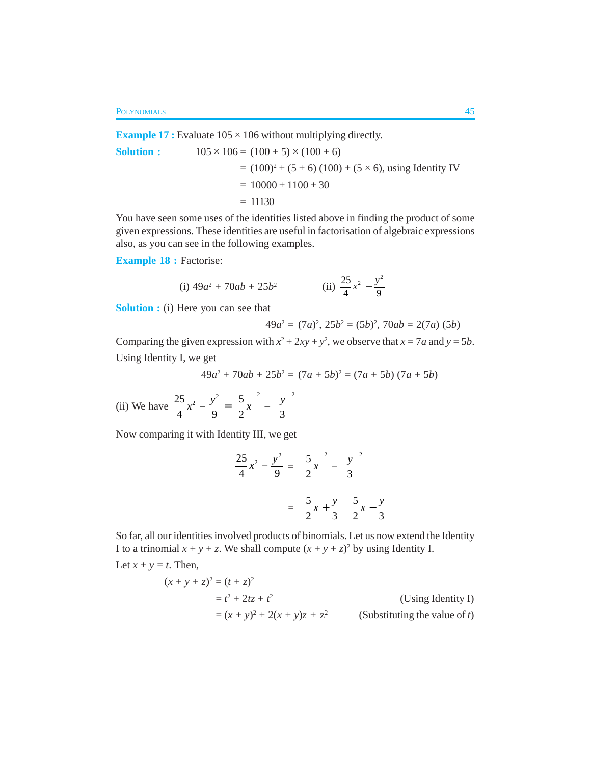**Example 17 :** Evaluate $105 \times 106$ without multiplying directly.

**Solution :**

$$
\begin{aligned}
105 \times 106 &= (100 + 5) \times (100 + 6) \\
&= (100)^2 + (5 + 6)(100) + (5 \times 6), \text{ using Identity IV} \\
&= 10000 + 1100 + 30 \\
&= 11130
\end{aligned}
$$

You have seen some uses of the identities listed above in finding the product of some given expressions. These identities are useful in factorisation of algebraic expressions also, as you can see in the following examples.

**Example 18 :** Factorise:

(i) $49a^2 + 70ab + 25b^2$ (ii) $\frac{25}{4}x^2 - \frac{y^2}{9}$

**Solution :** (i) Here you can see that

$$49a^2 = (7a)^2,\ 25b^2 = (5b)^2,\ 70ab = 2(7a)(5b)$$

Comparing the given expression with $x^2 + 2xy + y^2$, we observe that $x = 7a$ and $y = 5b$.

Using Identity I, we get

$$49a^2 + 70ab + 25b^2 = (7a + 5b)^2 = (7a + 5b)(7a + 5b)$$

(ii) We have $\frac{25}{4}x^2 - \frac{y^2}{9} = \left(\frac{5}{2}x\right)^2 - \left(\frac{y}{3}\right)^2$

Now comparing it with Identity III, we get

$$
\begin{aligned}
\frac{25}{4}x^2 - \frac{y^2}{9} &= \left(\frac{5}{2}x\right)^2 - \left(\frac{y}{3}\right)^2 \\
&= \left(\frac{5}{2}x + \frac{y}{3}\right)\left(\frac{5}{2}x - \frac{y}{3}\right)
\end{aligned}
$$

So far, all our identities involved products of binomials. Let us now extend the Identity I to a trinomial $x + y + z$. We shall compute $(x + y + z)^2$ by using Identity I.

Let $x + y = t$. Then,

$$
\begin{aligned}
(x + y + z)^2 &= (t + z)^2 \\
&= t^2 + 2tz + t^2 && \text{(Using Identity I)} \\
&= (x + y)^2 + 2(x + y)z + z^2 && \text{(Substituting the value of } t\text{)}
\end{aligned}
$$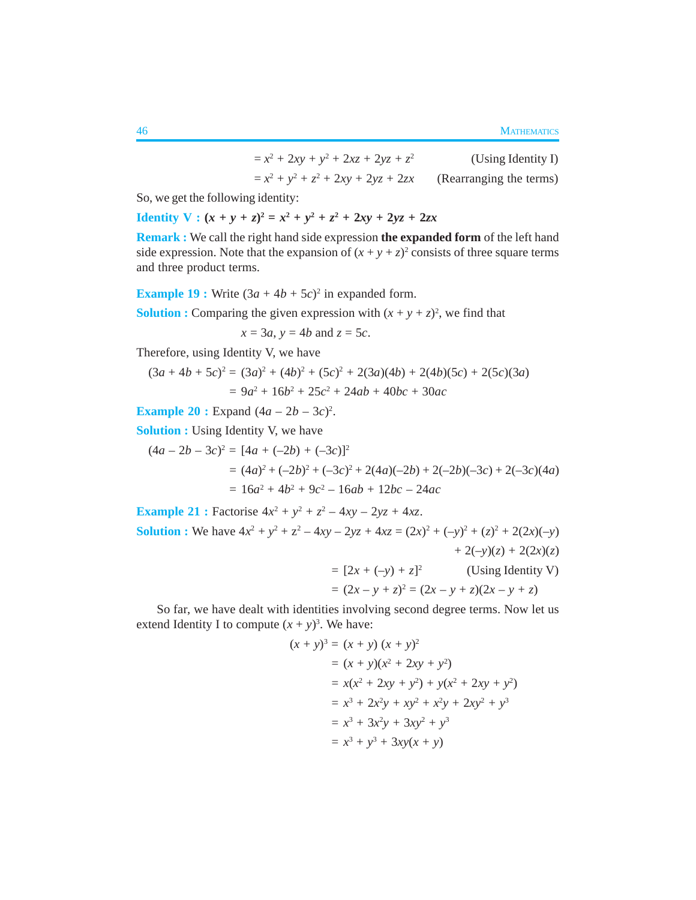$$= x^2 + 2xy + y^2 + 2xz + 2yz + z^2 \qquad \text{(Using Identity I)}$$

$$= x^2 + y^2 + z^2 + 2xy + 2yz + 2zx \qquad \text{(Rearranging the terms)}$$

So, we get the following identity:

**Identity V :** $(x + y + z)^2 = x^2 + y^2 + z^2 + 2xy + 2yz + 2zx$

**Remark :** We call the right hand side expression **the expanded form** of the left hand side expression. Note that the expansion of $(x + y + z)^2$ consists of three square terms and three product terms.

**Example 19 :** Write $(3a + 4b + 5c)^2$ in expanded form.

**Solution :** Comparing the given expression with $(x + y + z)^2$, we find that

$$x = 3a,\ y = 4b \text{ and } z = 5c.$$

Therefore, using Identity V, we have

$$(3a + 4b + 5c)^2 = (3a)^2 + (4b)^2 + (5c)^2 + 2(3a)(4b) + 2(4b)(5c) + 2(5c)(3a)$$

$$= 9a^2 + 16b^2 + 25c^2 + 24ab + 40bc + 30ac$$

**Example 20 :** Expand $(4a – 2b – 3c)^2$.

**Solution :** Using Identity V, we have

$$(4a – 2b – 3c)^2 = [4a + (–2b) + (–3c)]^2$$

$$= (4a)^2 + (–2b)^2 + (–3c)^2 + 2(4a)(–2b) + 2(–2b)(–3c) + 2(–3c)(4a)$$

$$= 16a^2 + 4b^2 + 9c^2 – 16ab + 12bc – 24ac$$

**Example 21 :** Factorise $4x^2 + y^2 + z^2 – 4xy – 2yz + 4xz$.

**Solution :** We have $4x^2 + y^2 + z^2 – 4xy – 2yz + 4xz = (2x)^2 + (–y)^2 + (z)^2 + 2(2x)(–y) + 2(–y)(z) + 2(2x)(z)$

$$= [2x + (–y) + z]^2 \qquad \text{(Using Identity V)}$$

$$= (2x – y + z)^2 = (2x – y + z)(2x – y + z)$$

So far, we have dealt with identities involving second degree terms. Now let us extend Identity I to compute $(x + y)^3$. We have:

$$(x + y)^3 = (x + y)(x + y)^2$$

$$= (x + y)(x^2 + 2xy + y^2)$$

$$= x(x^2 + 2xy + y^2) + y(x^2 + 2xy + y^2)$$

$$= x^3 + 2x^2y + xy^2 + x^2y + 2xy^2 + y^3$$

$$= x^3 + 3x^2y + 3xy^2 + y^3$$

$$= x^3 + y^3 + 3xy(x + y)$$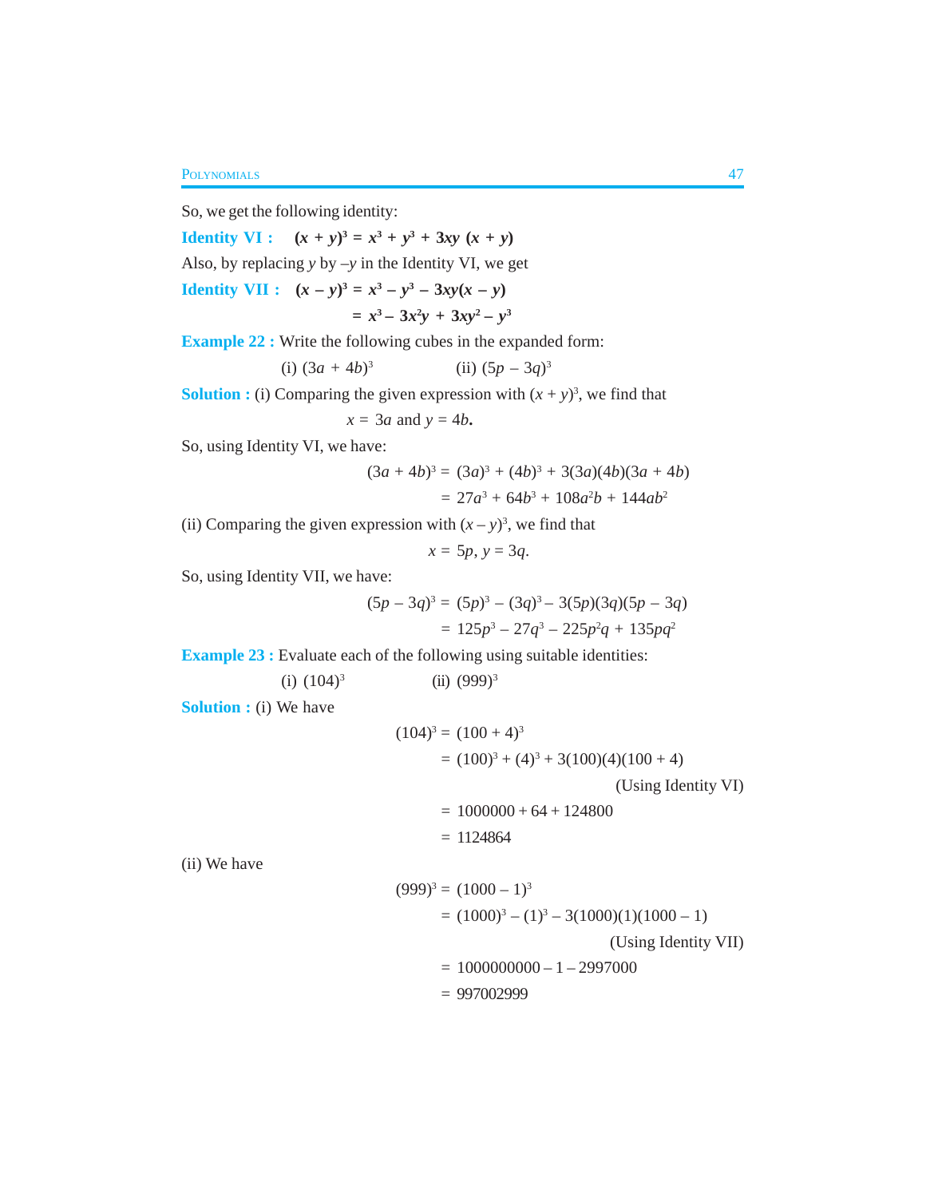So, we get the following identity:

**Identity VI :** $(x + y)^3 = x^3 + y^3 + 3xy\,(x + y)$

Also, by replacing $y$ by $-y$ in the Identity VI, we get

**Identity VII :** $(x - y)^3 = x^3 - y^3 - 3xy(x - y)$

$$= x^3 - 3x^2y + 3xy^2 - y^3$$

**Example 22 :** Write the following cubes in the expanded form:

(i) $(3a + 4b)^3$ (ii) $(5p - 3q)^3$

**Solution :** (i) Comparing the given expression with $(x + y)^3$, we find that

$$x = 3a \text{ and } y = 4b.$$

So, using Identity VI, we have:

$$(3a + 4b)^3 = (3a)^3 + (4b)^3 + 3(3a)(4b)(3a + 4b)$$
$$= 27a^3 + 64b^3 + 108a^2b + 144ab^2$$

(ii) Comparing the given expression with $(x - y)^3$, we find that

$$x = 5p,\ y = 3q.$$

So, using Identity VII, we have:

$$(5p - 3q)^3 = (5p)^3 - (3q)^3 - 3(5p)(3q)(5p - 3q)$$
$$= 125p^3 - 27q^3 - 225p^2q + 135pq^2$$

**Example 23 :** Evaluate each of the following using suitable identities:

(i) $(104)^3$ (ii) $(999)^3$

**Solution :** (i) We have

$$(104)^3 = (100 + 4)^3$$
$$= (100)^3 + (4)^3 + 3(100)(4)(100 + 4)$$

(Using Identity VI)

$$= 1000000 + 64 + 124800$$
$$= 1124864$$

(ii) We have

$$(999)^3 = (1000 - 1)^3$$
$$= (1000)^3 - (1)^3 - 3(1000)(1)(1000 - 1)$$

(Using Identity VII)

$$= 1000000000 - 1 - 2997000$$
$$= 997002999$$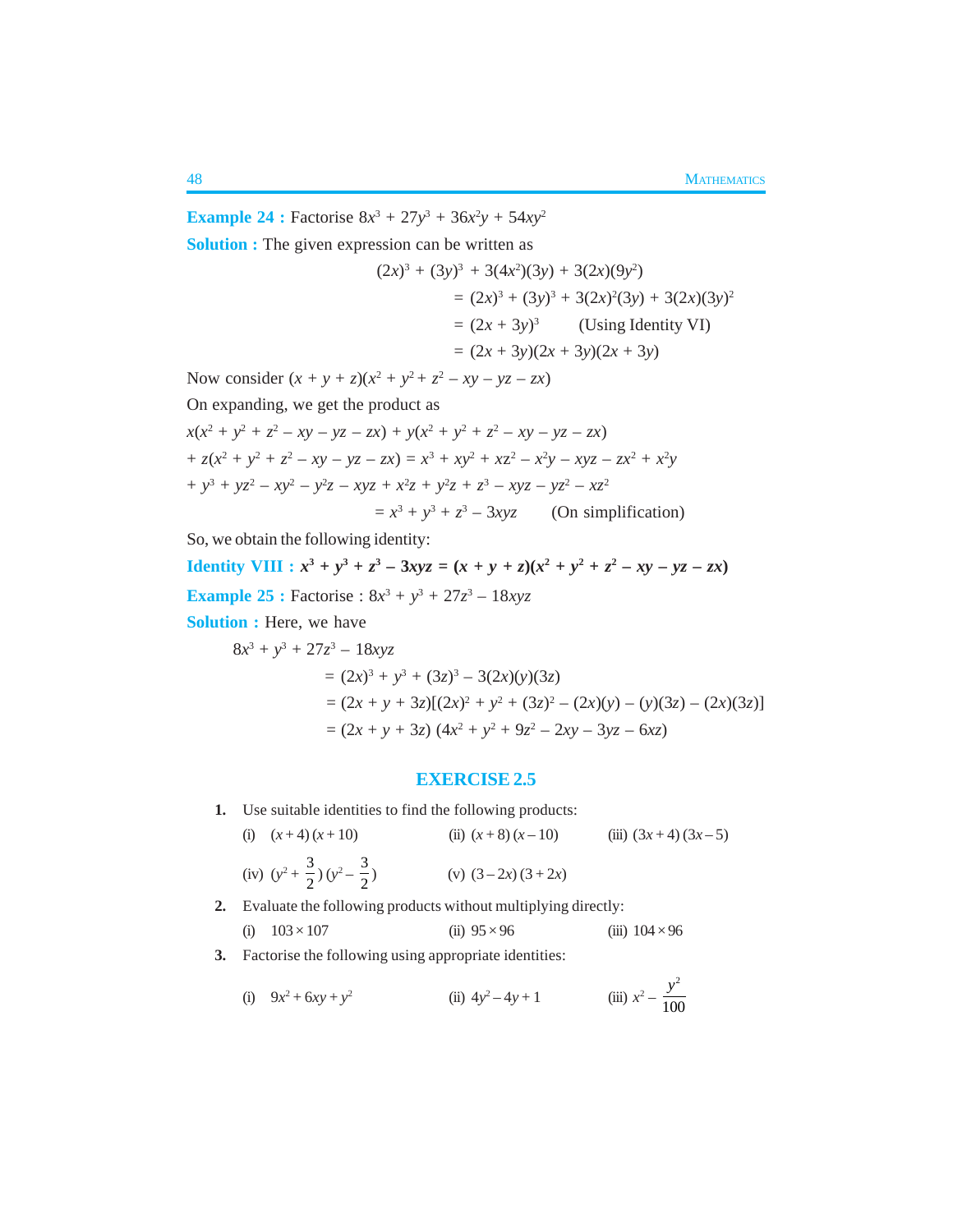**Example 24 :** Factorise $8x^3 + 27y^3 + 36x^2y + 54xy^2$

**Solution :** The given expression can be written as

$$
\begin{aligned}
&(2x)^3 + (3y)^3 + 3(4x^2)(3y) + 3(2x)(9y^2) \\
&= (2x)^3 + (3y)^3 + 3(2x)^2(3y) + 3(2x)(3y)^2 \\
&= (2x + 3y)^3 \qquad \text{(Using Identity VI)} \\
&= (2x + 3y)(2x + 3y)(2x + 3y)
\end{aligned}
$$

Now consider $(x + y + z)(x^2 + y^2 + z^2 - xy - yz - zx)$

On expanding, we get the product as

$$
\begin{aligned}
&x(x^2 + y^2 + z^2 - xy - yz - zx) + y(x^2 + y^2 + z^2 - xy - yz - zx) \\
&+ z(x^2 + y^2 + z^2 - xy - yz - zx) = x^3 + xy^2 + xz^2 - x^2y - xyz - zx^2 + x^2y \\
&+ y^3 + yz^2 - xy^2 - y^2z - xyz + x^2z + y^2z + z^3 - xyz - yz^2 - xz^2 \\
&= x^3 + y^3 + z^3 - 3xyz \qquad \text{(On simplification)}
\end{aligned}
$$

So, we obtain the following identity:

**Identity VIII :** $\mathbf{x^3 + y^3 + z^3 - 3xyz = (x + y + z)(x^2 + y^2 + z^2 - xy - yz - zx)}$

**Example 25 :** Factorise : $8x^3 + y^3 + 27z^3 - 18xyz$

**Solution :** Here, we have

$$
\begin{aligned}
&8x^3 + y^3 + 27z^3 - 18xyz \\
&= (2x)^3 + y^3 + (3z)^3 - 3(2x)(y)(3z) \\
&= (2x + y + 3z)[(2x)^2 + y^2 + (3z)^2 - (2x)(y) - (y)(3z) - (2x)(3z)] \\
&= (2x + y + 3z)(4x^2 + y^2 + 9z^2 - 2xy - 3yz - 6xz)
\end{aligned}
$$

## EXERCISE 2.5

1. Use suitable identities to find the following products:

   (i) $(x + 4)(x + 10)$  (ii) $(x + 8)(x - 10)$  (iii) $(3x + 4)(3x - 5)$

   (iv) $(y^2 + \frac{3}{2})(y^2 - \frac{3}{2})$  (v) $(3 - 2x)(3 + 2x)$

2. Evaluate the following products without multiplying directly:

   (i) $103 \times 107$  (ii) $95 \times 96$  (iii) $104 \times 96$

3. Factorise the following using appropriate identities:

   (i) $9x^2 + 6xy + y^2$  (ii) $4y^2 - 4y + 1$  (iii) $x^2 - \frac{y^2}{100}$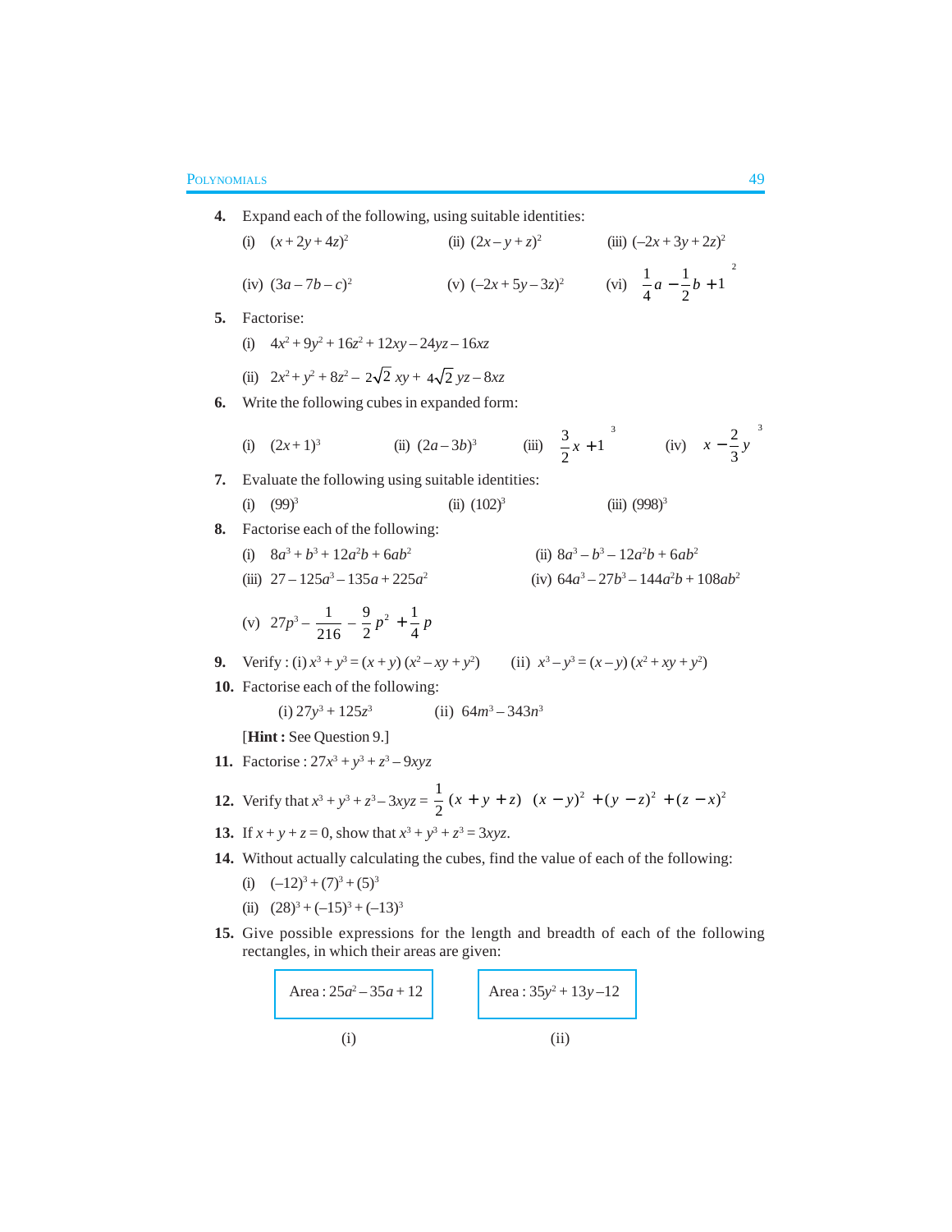**4.** Expand each of the following, using suitable identities:

(i) $(x + 2y + 4z)^2$ (ii) $(2x - y + z)^2$ (iii) $(-2x + 3y + 2z)^2$

(iv) $(3a - 7b - c)^2$ (v) $(-2x + 5y - 3z)^2$ (vi) $\left[\frac{1}{4}a - \frac{1}{2}b + 1\right]^2$

**5.** Factorise:

(i) $4x^2 + 9y^2 + 16z^2 + 12xy - 24yz - 16xz$

(ii) $2x^2 + y^2 + 8z^2 - 2\sqrt{2}\,xy + 4\sqrt{2}\,yz - 8xz$

**6.** Write the following cubes in expanded form:

(i) $(2x + 1)^3$ (ii) $(2a - 3b)^3$ (iii) $\left[\frac{3}{2}x + 1\right]^3$ (iv) $\left[x - \frac{2}{3}y\right]^3$

**7.** Evaluate the following using suitable identities:

(i) $(99)^3$ (ii) $(102)^3$ (iii) $(998)^3$

**8.** Factorise each of the following:

(i) $8a^3 + b^3 + 12a^2b + 6ab^2$ (ii) $8a^3 - b^3 - 12a^2b + 6ab^2$

(iii) $27 - 125a^3 - 135a + 225a^2$ (iv) $64a^3 - 27b^3 - 144a^2b + 108ab^2$

(v) $27p^3 - \frac{1}{216} - \frac{9}{2}p^2 + \frac{1}{4}p$

**9.** Verify : (i) $x^3 + y^3 = (x + y)(x^2 - xy + y^2)$ (ii) $x^3 - y^3 = (x - y)(x^2 + xy + y^2)$

**10.** Factorise each of the following:

(i) $27y^3 + 125z^3$ (ii) $64m^3 - 343n^3$

[**Hint :** See Question 9.]

**11.** Factorise : $27x^3 + y^3 + z^3 - 9xyz$

**12.** Verify that $x^3 + y^3 + z^3 - 3xyz = \frac{1}{2}(x + y + z)\left[(x - y)^2 + (y - z)^2 + (z - x)^2\right]$

**13.** If $x + y + z = 0$, show that $x^3 + y^3 + z^3 = 3xyz$.

**14.** Without actually calculating the cubes, find the value of each of the following:

(i) $(-12)^3 + (7)^3 + (5)^3$

(ii) $(28)^3 + (-15)^3 + (-13)^3$

**15.** Give possible expressions for the length and breadth of each of the following rectangles, in which their areas are given:

Area : $25a^2 - 35a + 12$

(i)

Area : $35y^2 + 13y - 12$

(ii)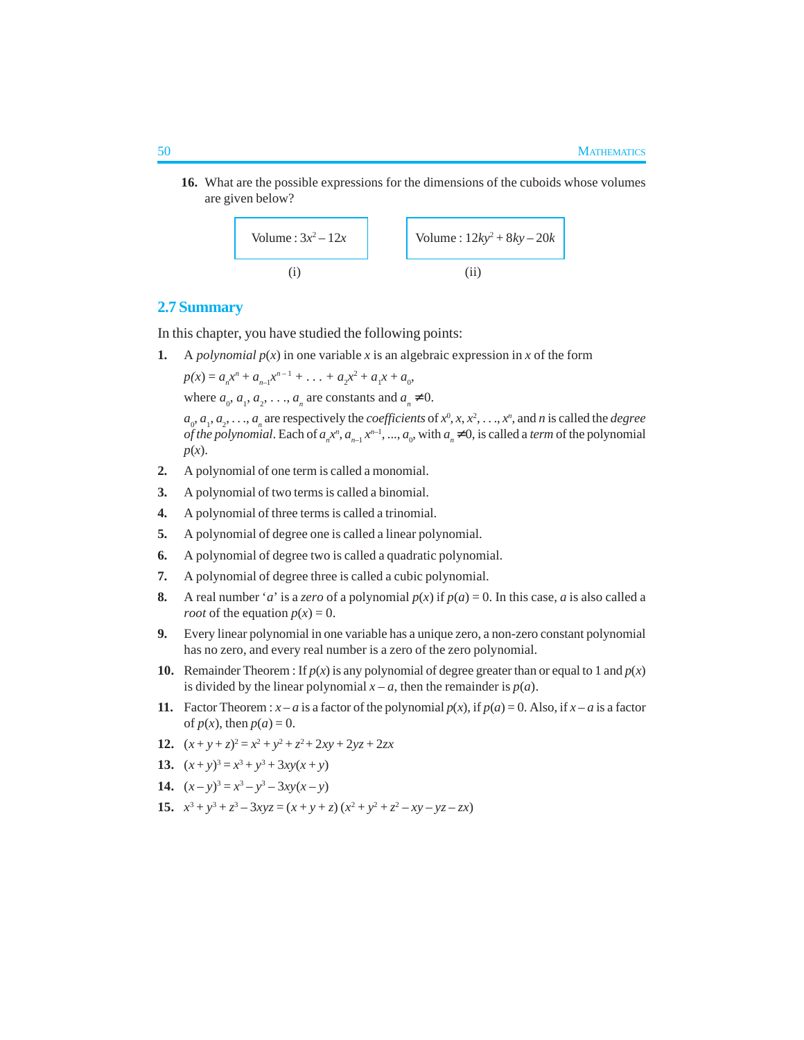**16.** What are the possible expressions for the dimensions of the cuboids whose volumes are given below?

| | |
|---|---|
| Volume : $3x^2 - 12x$ | Volume : $12ky^2 + 8ky - 20k$ |
| (i) | (ii) |

## 2.7 Summary

In this chapter, you have studied the following points:

**1.** A *polynomial* $p(x)$ in one variable $x$ is an algebraic expression in $x$ of the form

$p(x) = a_n x^n + a_{n-1} x^{n-1} + \ldots + a_2 x^2 + a_1 x + a_0$,

where $a_0, a_1, a_2, \ldots, a_n$ are constants and $a_n \neq 0$.

$a_0, a_1, a_2, \ldots, a_n$ are respectively the *coefficients* of $x^0, x, x^2, \ldots, x^n$, and $n$ is called the *degree of the polynomial*. Each of $a_n x^n, a_{n-1} x^{n-1}, \ldots, a_0$, with $a_n \neq 0$, is called a *term* of the polynomial $p(x)$.

**2.** A polynomial of one term is called a monomial.

**3.** A polynomial of two terms is called a binomial.

**4.** A polynomial of three terms is called a trinomial.

**5.** A polynomial of degree one is called a linear polynomial.

**6.** A polynomial of degree two is called a quadratic polynomial.

**7.** A polynomial of degree three is called a cubic polynomial.

**8.** A real number '$a$' is a *zero* of a polynomial $p(x)$ if $p(a) = 0$. In this case, $a$ is also called a *root* of the equation $p(x) = 0$.

**9.** Every linear polynomial in one variable has a unique zero, a non-zero constant polynomial has no zero, and every real number is a zero of the zero polynomial.

**10.** Remainder Theorem : If $p(x)$ is any polynomial of degree greater than or equal to 1 and $p(x)$ is divided by the linear polynomial $x - a$, then the remainder is $p(a)$.

**11.** Factor Theorem : $x - a$ is a factor of the polynomial $p(x)$, if $p(a) = 0$. Also, if $x - a$ is a factor of $p(x)$, then $p(a) = 0$.

**12.** $(x + y + z)^2 = x^2 + y^2 + z^2 + 2xy + 2yz + 2zx$

**13.** $(x + y)^3 = x^3 + y^3 + 3xy(x + y)$

**14.** $(x - y)^3 = x^3 - y^3 - 3xy(x - y)$

**15.** $x^3 + y^3 + z^3 - 3xyz = (x + y + z)(x^2 + y^2 + z^2 - xy - yz - zx)$